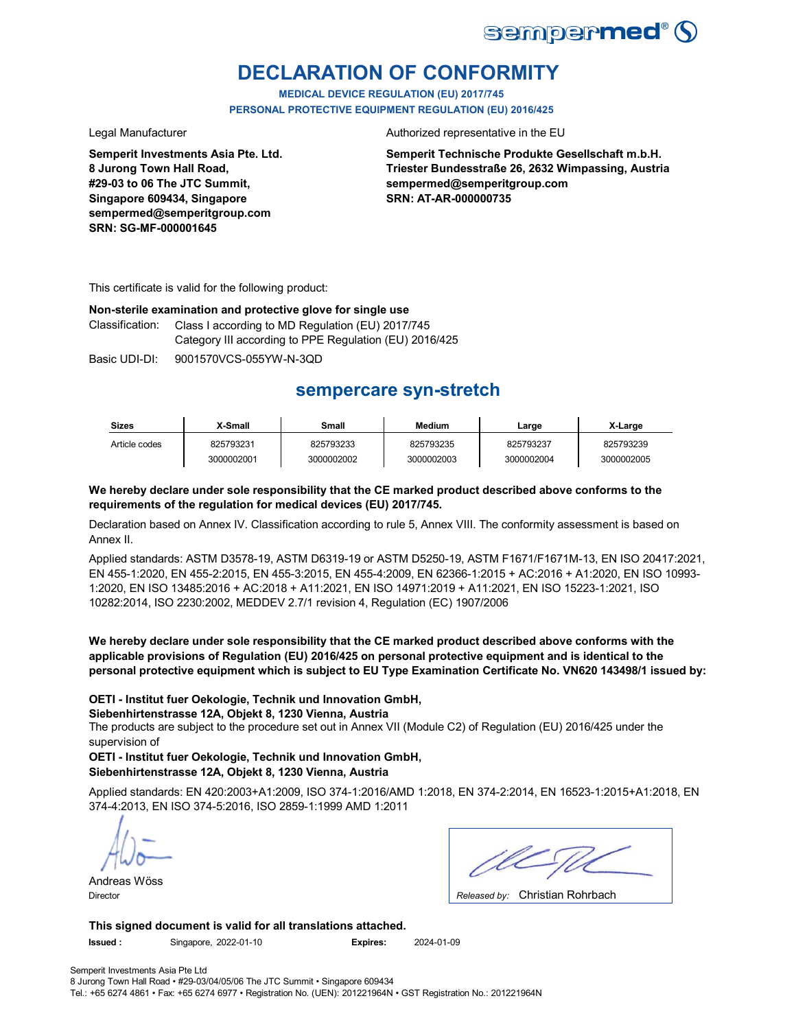# DECLARATION OF CONFORMITY

**MEDICAL DEVICE REGULATION (EU) 2017/745**
**PERSONAL PROTECTIVE EQUIPMENT REGULATION (EU) 2016/425**

Legal Manufacturer

**Semperit Investments Asia Pte. Ltd.**
**8 Jurong Town Hall Road,**
**#29-03 to 06 The JTC Summit,**
**Singapore 609434, Singapore**
**sempermed@semperitgroup.com**
**SRN: SG-MF-000001645**

Authorized representative in the EU

**Semperit Technische Produkte Gesellschaft m.b.H.**
**Triester Bundesstraße 26, 2632 Wimpassing, Austria**
**sempermed@semperitgroup.com**
**SRN: AT-AR-000000735**

This certificate is valid for the following product:

**Non-sterile examination and protective glove for single use**

Classification: Class I according to MD Regulation (EU) 2017/745
Category III according to PPE Regulation (EU) 2016/425

Basic UDI-DI: 9001570VCS-055YW-N-3QD

## sempercare syn-stretch

| Sizes | X-Small | Small | Medium | Large | X-Large |
|---|---|---|---|---|---|
| Article codes | 825793231 | 825793233 | 825793235 | 825793237 | 825793239 |
| | 3000002001 | 3000002002 | 3000002003 | 3000002004 | 3000002005 |

**We hereby declare under sole responsibility that the CE marked product described above conforms to the requirements of the regulation for medical devices (EU) 2017/745.**

Declaration based on Annex IV. Classification according to rule 5, Annex VIII. The conformity assessment is based on Annex II.

Applied standards: ASTM D3578-19, ASTM D6319-19 or ASTM D5250-19, ASTM F1671/F1671M-13, EN ISO 20417:2021, EN 455-1:2020, EN 455-2:2015, EN 455-3:2015, EN 455-4:2009, EN 62366-1:2015 + AC:2016 + A1:2020, EN ISO 10993-1:2020, EN ISO 13485:2016 + AC:2018 + A11:2021, EN ISO 14971:2019 + A11:2021, EN ISO 15223-1:2021, ISO 10282:2014, ISO 2230:2002, MEDDEV 2.7/1 revision 4, Regulation (EC) 1907/2006

**We hereby declare under sole responsibility that the CE marked product described above conforms with the applicable provisions of Regulation (EU) 2016/425 on personal protective equipment and is identical to the personal protective equipment which is subject to EU Type Examination Certificate No. VN620 143498/1 issued by:**

**OETI - Institut fuer Oekologie, Technik und Innovation GmbH,**
**Siebenhirtenstrasse 12A, Objekt 8, 1230 Vienna, Austria**
The products are subject to the procedure set out in Annex VII (Module C2) of Regulation (EU) 2016/425 under the supervision of
**OETI - Institut fuer Oekologie, Technik und Innovation GmbH,**
**Siebenhirtenstrasse 12A, Objekt 8, 1230 Vienna, Austria**

Applied standards: EN 420:2003+A1:2009, ISO 374-1:2016/AMD 1:2018, EN 374-2:2014, EN 16523-1:2015+A1:2018, EN 374-4:2013, EN ISO 374-5:2016, ISO 2859-1:1999 AMD 1:2011

Andreas Wöss
Director

*Released by:* Christian Rohrbach

**This signed document is valid for all translations attached.**

**Issued :** Singapore, 2022-01-10 **Expires:** 2024-01-09

Semperit Investments Asia Pte Ltd
8 Jurong Town Hall Road • #29-03/04/05/06 The JTC Summit • Singapore 609434
Tel.: +65 6274 4861 • Fax: +65 6274 6977 • Registration No. (UEN): 201221964N • GST Registration No.: 201221964N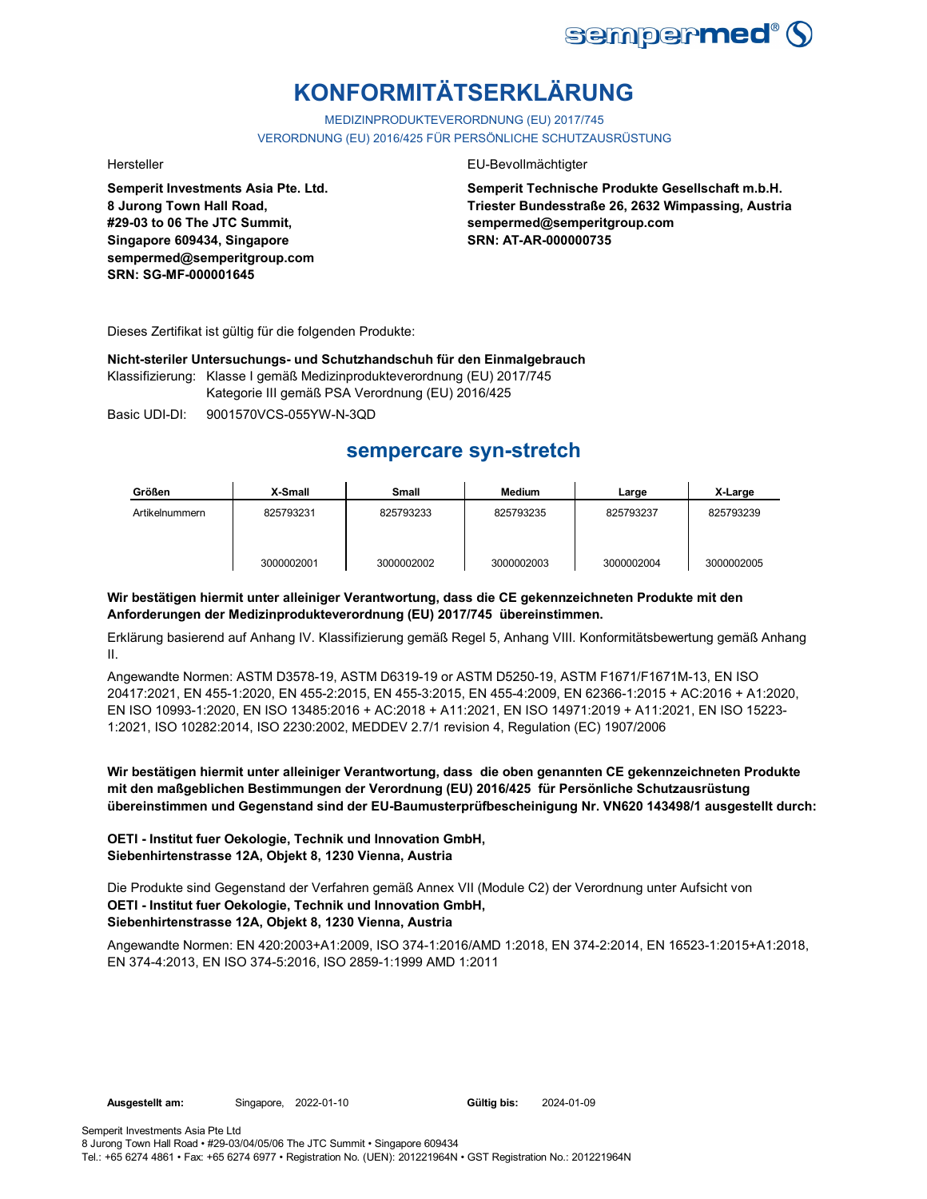# KONFORMITÄTSERKLÄRUNG

MEDIZINPRODUKTEVERORDNUNG (EU) 2017/745

VERORDNUNG (EU) 2016/425 FÜR PERSÖNLICHE SCHUTZAUSRÜSTUNG

Hersteller

**Semperit Investments Asia Pte. Ltd.**
**8 Jurong Town Hall Road,**
**#29-03 to 06 The JTC Summit,**
**Singapore 609434, Singapore**
**sempermed@semperitgroup.com**
**SRN: SG-MF-000001645**

EU-Bevollmächtigter

**Semperit Technische Produkte Gesellschaft m.b.H.**
**Triester Bundesstraße 26, 2632 Wimpassing, Austria**
**sempermed@semperitgroup.com**
**SRN: AT-AR-000000735**

Dieses Zertifikat ist gültig für die folgenden Produkte:

**Nicht-steriler Untersuchungs- und Schutzhandschuh für den Einmalgebrauch**

Klassifizierung: Klasse I gemäß Medizinprodukteverordnung (EU) 2017/745
Kategorie III gemäß PSA Verordnung (EU) 2016/425

Basic UDI-DI: 9001570VCS-055YW-N-3QD

## sempercare syn-stretch

| Größen | X-Small | Small | Medium | Large | X-Large |
|---|---|---|---|---|---|
| Artikelnummern | 825793231 | 825793233 | 825793235 | 825793237 | 825793239 |
| | 3000002001 | 3000002002 | 3000002003 | 3000002004 | 3000002005 |

**Wir bestätigen hiermit unter alleiniger Verantwortung, dass die CE gekennzeichneten Produkte mit den Anforderungen der Medizinprodukteverordnung (EU) 2017/745 übereinstimmen.**

Erklärung basierend auf Anhang IV. Klassifizierung gemäß Regel 5, Anhang VIII. Konformitätsbewertung gemäß Anhang II.

Angewandte Normen: ASTM D3578-19, ASTM D6319-19 or ASTM D5250-19, ASTM F1671/F1671M-13, EN ISO 20417:2021, EN 455-1:2020, EN 455-2:2015, EN 455-3:2015, EN 455-4:2009, EN 62366-1:2015 + AC:2016 + A1:2020, EN ISO 10993-1:2020, EN ISO 13485:2016 + AC:2018 + A11:2021, EN ISO 14971:2019 + A11:2021, EN ISO 15223-1:2021, ISO 10282:2014, ISO 2230:2002, MEDDEV 2.7/1 revision 4, Regulation (EC) 1907/2006

**Wir bestätigen hiermit unter alleiniger Verantwortung, dass die oben genannten CE gekennzeichneten Produkte mit den maßgeblichen Bestimmungen der Verordnung (EU) 2016/425 für Persönliche Schutzausrüstung übereinstimmen und Gegenstand sind der EU-Baumusterprüfbescheinigung Nr. VN620 143498/1 ausgestellt durch:**

**OETI - Institut fuer Oekologie, Technik und Innovation GmbH,**
**Siebenhirtenstrasse 12A, Objekt 8, 1230 Vienna, Austria**

Die Produkte sind Gegenstand der Verfahren gemäß Annex VII (Module C2) der Verordnung unter Aufsicht von
**OETI - Institut fuer Oekologie, Technik und Innovation GmbH,**
**Siebenhirtenstrasse 12A, Objekt 8, 1230 Vienna, Austria**

Angewandte Normen: EN 420:2003+A1:2009, ISO 374-1:2016/AMD 1:2018, EN 374-2:2014, EN 16523-1:2015+A1:2018, EN 374-4:2013, EN ISO 374-5:2016, ISO 2859-1:1999 AMD 1:2011

**Ausgestellt am:** Singapore, 2022-01-10 **Gültig bis:** 2024-01-09

Semperit Investments Asia Pte Ltd
8 Jurong Town Hall Road • #29-03/04/05/06 The JTC Summit • Singapore 609434
Tel.: +65 6274 4861 • Fax: +65 6274 6977 • Registration No. (UEN): 201221964N • GST Registration No.: 201221964N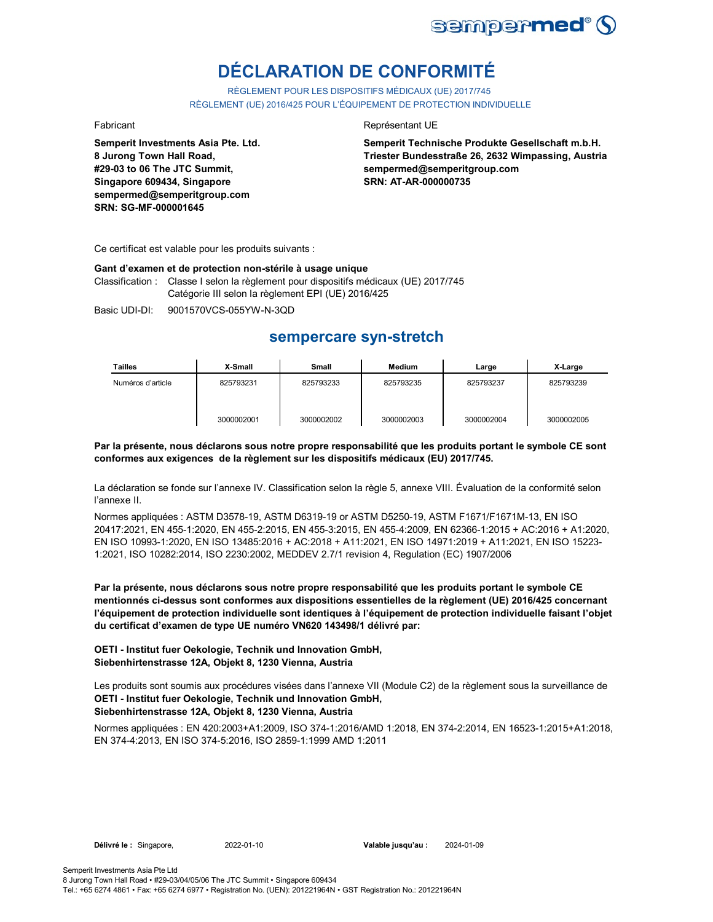# DÉCLARATION DE CONFORMITÉ

RÈGLEMENT POUR LES DISPOSITIFS MÉDICAUX (UE) 2017/745
RÈGLEMENT (UE) 2016/425 POUR L'ÉQUIPEMENT DE PROTECTION INDIVIDUELLE

Fabricant

**Semperit Investments Asia Pte. Ltd.**
**8 Jurong Town Hall Road,**
**#29-03 to 06 The JTC Summit,**
**Singapore 609434, Singapore**
**sempermed@semperitgroup.com**
**SRN: SG-MF-000001645**

Représentant UE

**Semperit Technische Produkte Gesellschaft m.b.H.**
**Triester Bundesstraße 26, 2632 Wimpassing, Austria**
**sempermed@semperitgroup.com**
**SRN: AT-AR-000000735**

Ce certificat est valable pour les produits suivants :

**Gant d'examen et de protection non-stérile à usage unique**

Classification : Classe I selon la règlement pour dispositifs médicaux (UE) 2017/745
Catégorie III selon la règlement EPI (UE) 2016/425

Basic UDI-DI: 9001570VCS-055YW-N-3QD

## sempercare syn-stretch

| Tailles | X-Small | Small | Medium | Large | X-Large |
|---|---|---|---|---|---|
| Numéros d'article | 825793231 | 825793233 | 825793235 | 825793237 | 825793239 |
| | 3000002001 | 3000002002 | 3000002003 | 3000002004 | 3000002005 |

**Par la présente, nous déclarons sous notre propre responsabilité que les produits portant le symbole CE sont conformes aux exigences de la règlement sur les dispositifs médicaux (EU) 2017/745.**

La déclaration se fonde sur l'annexe IV. Classification selon la règle 5, annexe VIII. Évaluation de la conformité selon l'annexe II.

Normes appliquées : ASTM D3578-19, ASTM D6319-19 or ASTM D5250-19, ASTM F1671/F1671M-13, EN ISO 20417:2021, EN 455-1:2020, EN 455-2:2015, EN 455-3:2015, EN 455-4:2009, EN 62366-1:2015 + AC:2016 + A1:2020, EN ISO 10993-1:2020, EN ISO 13485:2016 + AC:2018 + A11:2021, EN ISO 14971:2019 + A11:2021, EN ISO 15223-1:2021, ISO 10282:2014, ISO 2230:2002, MEDDEV 2.7/1 revision 4, Regulation (EC) 1907/2006

**Par la présente, nous déclarons sous notre propre responsabilité que les produits portant le symbole CE mentionnés ci-dessus sont conformes aux dispositions essentielles de la règlement (UE) 2016/425 concernant l'équipement de protection individuelle sont identiques à l'équipement de protection individuelle faisant l'objet du certificat d'examen de type UE numéro VN620 143498/1 délivré par:**

**OETI - Institut fuer Oekologie, Technik und Innovation GmbH,**
**Siebenhirtenstrasse 12A, Objekt 8, 1230 Vienna, Austria**

Les produits sont soumis aux procédures visées dans l'annexe VII (Module C2) de la règlement sous la surveillance de
**OETI - Institut fuer Oekologie, Technik und Innovation GmbH,**
**Siebenhirtenstrasse 12A, Objekt 8, 1230 Vienna, Austria**

Normes appliquées : EN 420:2003+A1:2009, ISO 374-1:2016/AMD 1:2018, EN 374-2:2014, EN 16523-1:2015+A1:2018, EN 374-4:2013, EN ISO 374-5:2016, ISO 2859-1:1999 AMD 1:2011

**Délivré le :** Singapore, 2022-01-10 **Valable jusqu'au :** 2024-01-09

Semperit Investments Asia Pte Ltd
8 Jurong Town Hall Road • #29-03/04/05/06 The JTC Summit • Singapore 609434
Tel.: +65 6274 4861 • Fax: +65 6274 6977 • Registration No. (UEN): 201221964N • GST Registration No.: 201221964N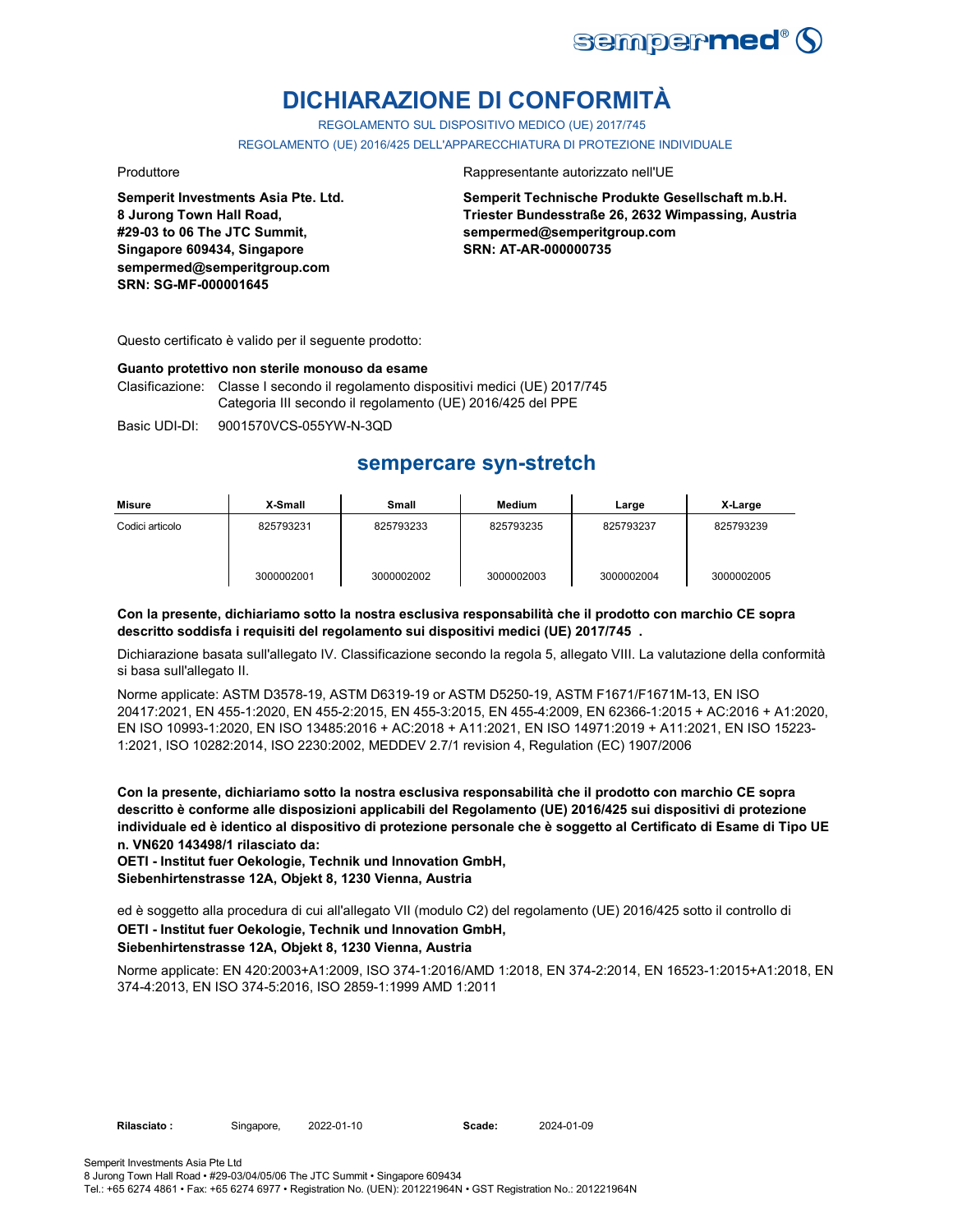# DICHIARAZIONE DI CONFORMITÀ

REGOLAMENTO SUL DISPOSITIVO MEDICO (UE) 2017/745

REGOLAMENTO (UE) 2016/425 DELL'APPARECCHIATURA DI PROTEZIONE INDIVIDUALE

Produttore

**Semperit Investments Asia Pte. Ltd.**
**8 Jurong Town Hall Road,**
**#29-03 to 06 The JTC Summit,**
**Singapore 609434, Singapore**
**sempermed@semperitgroup.com**
**SRN: SG-MF-000001645**

Rappresentante autorizzato nell'UE

**Semperit Technische Produkte Gesellschaft m.b.H.**
**Triester Bundesstraße 26, 2632 Wimpassing, Austria**
**sempermed@semperitgroup.com**
**SRN: AT-AR-000000735**

Questo certificato è valido per il seguente prodotto:

**Guanto protettivo non sterile monouso da esame**

Clasificazione: Classe I secondo il regolamento dispositivi medici (UE) 2017/745
Categoria III secondo il regolamento (UE) 2016/425 del PPE

Basic UDI-DI: 9001570VCS-055YW-N-3QD

## sempercare syn-stretch

| Misure | X-Small | Small | Medium | Large | X-Large |
|---|---|---|---|---|---|
| Codici articolo | 825793231<br>3000002001 | 825793233<br>3000002002 | 825793235<br>3000002003 | 825793237<br>3000002004 | 825793239<br>3000002005 |

**Con la presente, dichiariamo sotto la nostra esclusiva responsabilità che il prodotto con marchio CE sopra descritto soddisfa i requisiti del regolamento sui dispositivi medici (UE) 2017/745 .**

Dichiarazione basata sull'allegato IV. Classificazione secondo la regola 5, allegato VIII. La valutazione della conformità si basa sull'allegato II.

Norme applicate: ASTM D3578-19, ASTM D6319-19 or ASTM D5250-19, ASTM F1671/F1671M-13, EN ISO 20417:2021, EN 455-1:2020, EN 455-2:2015, EN 455-3:2015, EN 455-4:2009, EN 62366-1:2015 + AC:2016 + A1:2020, EN ISO 10993-1:2020, EN ISO 13485:2016 + AC:2018 + A11:2021, EN ISO 14971:2019 + A11:2021, EN ISO 15223-1:2021, ISO 10282:2014, ISO 2230:2002, MEDDEV 2.7/1 revision 4, Regulation (EC) 1907/2006

**Con la presente, dichiariamo sotto la nostra esclusiva responsabilità che il prodotto con marchio CE sopra descritto è conforme alle disposizioni applicabili del Regolamento (UE) 2016/425 sui dispositivi di protezione individuale ed è identico al dispositivo di protezione personale che è soggetto al Certificato di Esame di Tipo UE n. VN620 143498/1 rilasciato da:**
**OETI - Institut fuer Oekologie, Technik und Innovation GmbH,**
**Siebenhirtenstrasse 12A, Objekt 8, 1230 Vienna, Austria**

ed è soggetto alla procedura di cui all'allegato VII (modulo C2) del regolamento (UE) 2016/425 sotto il controllo di
**OETI - Institut fuer Oekologie, Technik und Innovation GmbH,**
**Siebenhirtenstrasse 12A, Objekt 8, 1230 Vienna, Austria**

Norme applicate: EN 420:2003+A1:2009, ISO 374-1:2016/AMD 1:2018, EN 374-2:2014, EN 16523-1:2015+A1:2018, EN 374-4:2013, EN ISO 374-5:2016, ISO 2859-1:1999 AMD 1:2011

**Rilasciato :** Singapore, 2022-01-10 **Scade:** 2024-01-09

Semperit Investments Asia Pte Ltd
8 Jurong Town Hall Road • #29-03/04/05/06 The JTC Summit • Singapore 609434
Tel.: +65 6274 4861 • Fax: +65 6274 6977 • Registration No. (UEN): 201221964N • GST Registration No.: 201221964N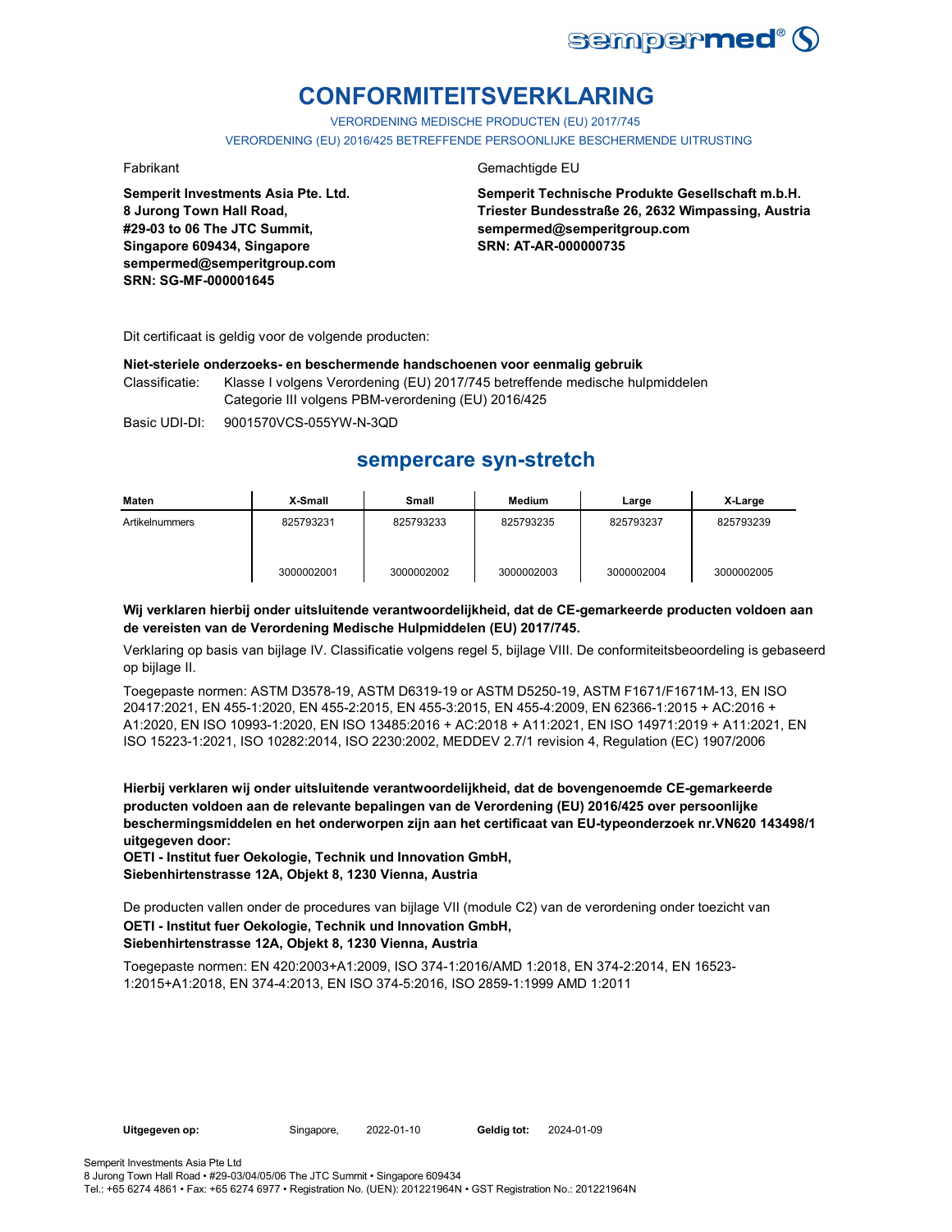# CONFORMITEITSVERKLARING

VERORDENING MEDISCHE PRODUCTEN (EU) 2017/745

VERORDENING (EU) 2016/425 BETREFFENDE PERSOONLIJKE BESCHERMENDE UITRUSTING

Fabrikant

**Semperit Investments Asia Pte. Ltd.**
**8 Jurong Town Hall Road,**
**#29-03 to 06 The JTC Summit,**
**Singapore 609434, Singapore**
**sempermed@semperitgroup.com**
**SRN: SG-MF-000001645**

Gemachtigde EU

**Semperit Technische Produkte Gesellschaft m.b.H.**
**Triester Bundesstraße 26, 2632 Wimpassing, Austria**
**sempermed@semperitgroup.com**
**SRN: AT-AR-000000735**

Dit certificaat is geldig voor de volgende producten:

**Niet-steriele onderzoeks- en beschermende handschoenen voor eenmalig gebruik**

Classificatie: Klasse I volgens Verordening (EU) 2017/745 betreffende medische hulpmiddelen
Categorie III volgens PBM-verordening (EU) 2016/425

Basic UDI-DI: 9001570VCS-055YW-N-3QD

## sempercare syn-stretch

| Maten | X-Small | Small | Medium | Large | X-Large |
|---|---|---|---|---|---|
| Artikelnummers | 825793231 | 825793233 | 825793235 | 825793237 | 825793239 |
| | 3000002001 | 3000002002 | 3000002003 | 3000002004 | 3000002005 |

**Wij verklaren hierbij onder uitsluitende verantwoordelijkheid, dat de CE-gemarkeerde producten voldoen aan de vereisten van de Verordening Medische Hulpmiddelen (EU) 2017/745.**

Verklaring op basis van bijlage IV. Classificatie volgens regel 5, bijlage VIII. De conformiteitsbeoordeling is gebaseerd op bijlage II.

Toegepaste normen: ASTM D3578-19, ASTM D6319-19 or ASTM D5250-19, ASTM F1671/F1671M-13, EN ISO 20417:2021, EN 455-1:2020, EN 455-2:2015, EN 455-3:2015, EN 455-4:2009, EN 62366-1:2015 + AC:2016 + A1:2020, EN ISO 10993-1:2020, EN ISO 13485:2016 + AC:2018 + A11:2021, EN ISO 14971:2019 + A11:2021, EN ISO 15223-1:2021, ISO 10282:2014, ISO 2230:2002, MEDDEV 2.7/1 revision 4, Regulation (EC) 1907/2006

**Hierbij verklaren wij onder uitsluitende verantwoordelijkheid, dat de bovengenoemde CE-gemarkeerde producten voldoen aan de relevante bepalingen van de Verordening (EU) 2016/425 over persoonlijke beschermingsmiddelen en het onderworpen zijn aan het certificaat van EU-typeonderzoek nr.VN620 143498/1 uitgegeven door:**
**OETI - Institut fuer Oekologie, Technik und Innovation GmbH,**
**Siebenhirtenstrasse 12A, Objekt 8, 1230 Vienna, Austria**

De producten vallen onder de procedures van bijlage VII (module C2) van de verordening onder toezicht van
**OETI - Institut fuer Oekologie, Technik und Innovation GmbH,**
**Siebenhirtenstrasse 12A, Objekt 8, 1230 Vienna, Austria**

Toegepaste normen: EN 420:2003+A1:2009, ISO 374-1:2016/AMD 1:2018, EN 374-2:2014, EN 16523-1:2015+A1:2018, EN 374-4:2013, EN ISO 374-5:2016, ISO 2859-1:1999 AMD 1:2011

**Uitgegeven op:** Singapore, 2022-01-10 **Geldig tot:** 2024-01-09

Semperit Investments Asia Pte Ltd
8 Jurong Town Hall Road • #29-03/04/05/06 The JTC Summit • Singapore 609434
Tel.: +65 6274 4861 • Fax: +65 6274 6977 • Registration No. (UEN): 201221964N • GST Registration No.: 201221964N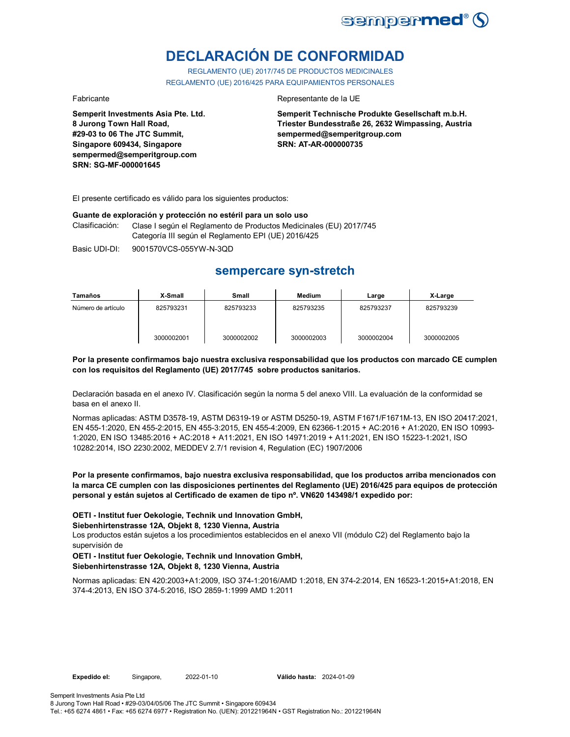# DECLARACIÓN DE CONFORMIDAD

REGLAMENTO (UE) 2017/745 DE PRODUCTOS MEDICINALES
REGLAMENTO (UE) 2016/425 PARA EQUIPAMIENTOS PERSONALES

Fabricante

**Semperit Investments Asia Pte. Ltd.**
**8 Jurong Town Hall Road,**
**#29-03 to 06 The JTC Summit,**
**Singapore 609434, Singapore**
**sempermed@semperitgroup.com**
**SRN: SG-MF-000001645**

Representante de la UE

**Semperit Technische Produkte Gesellschaft m.b.H.**
**Triester Bundesstraße 26, 2632 Wimpassing, Austria**
**sempermed@semperitgroup.com**
**SRN: AT-AR-000000735**

El presente certificado es válido para los siguientes productos:

**Guante de exploración y protección no estéril para un solo uso**

Clasificación: Clase I según el Reglamento de Productos Medicinales (EU) 2017/745
Categoría III según el Reglamento EPI (UE) 2016/425

Basic UDI-DI: 9001570VCS-055YW-N-3QD

## sempercare syn-stretch

| Tamaños | X-Small | Small | Medium | Large | X-Large |
|---|---|---|---|---|---|
| Número de artículo | 825793231 | 825793233 | 825793235 | 825793237 | 825793239 |
| | 3000002001 | 3000002002 | 3000002003 | 3000002004 | 3000002005 |

**Por la presente confirmamos bajo nuestra exclusiva responsabilidad que los productos con marcado CE cumplen con los requisitos del Reglamento (UE) 2017/745 sobre productos sanitarios.**

Declaración basada en el anexo IV. Clasificación según la norma 5 del anexo VIII. La evaluación de la conformidad se basa en el anexo II.

Normas aplicadas: ASTM D3578-19, ASTM D6319-19 or ASTM D5250-19, ASTM F1671/F1671M-13, EN ISO 20417:2021, EN 455-1:2020, EN 455-2:2015, EN 455-3:2015, EN 455-4:2009, EN 62366-1:2015 + AC:2016 + A1:2020, EN ISO 10993-1:2020, EN ISO 13485:2016 + AC:2018 + A11:2021, EN ISO 14971:2019 + A11:2021, EN ISO 15223-1:2021, ISO 10282:2014, ISO 2230:2002, MEDDEV 2.7/1 revision 4, Regulation (EC) 1907/2006

**Por la presente confirmamos, bajo nuestra exclusiva responsabilidad, que los productos arriba mencionados con la marca CE cumplen con las disposiciones pertinentes del Reglamento (UE) 2016/425 para equipos de protección personal y están sujetos al Certificado de examen de tipo nº. VN620 143498/1 expedido por:**

**OETI - Institut fuer Oekologie, Technik und Innovation GmbH,**
**Siebenhirtenstrasse 12A, Objekt 8, 1230 Vienna, Austria**
Los productos están sujetos a los procedimientos establecidos en el anexo VII (módulo C2) del Reglamento bajo la supervisión de
**OETI - Institut fuer Oekologie, Technik und Innovation GmbH,**
**Siebenhirtenstrasse 12A, Objekt 8, 1230 Vienna, Austria**

Normas aplicadas: EN 420:2003+A1:2009, ISO 374-1:2016/AMD 1:2018, EN 374-2:2014, EN 16523-1:2015+A1:2018, EN 374-4:2013, EN ISO 374-5:2016, ISO 2859-1:1999 AMD 1:2011

**Expedido el:** Singapore, 2022-01-10 **Válido hasta:** 2024-01-09

Semperit Investments Asia Pte Ltd
8 Jurong Town Hall Road • #29-03/04/05/06 The JTC Summit • Singapore 609434
Tel.: +65 6274 4861 • Fax: +65 6274 6977 • Registration No. (UEN): 201221964N • GST Registration No.: 201221964N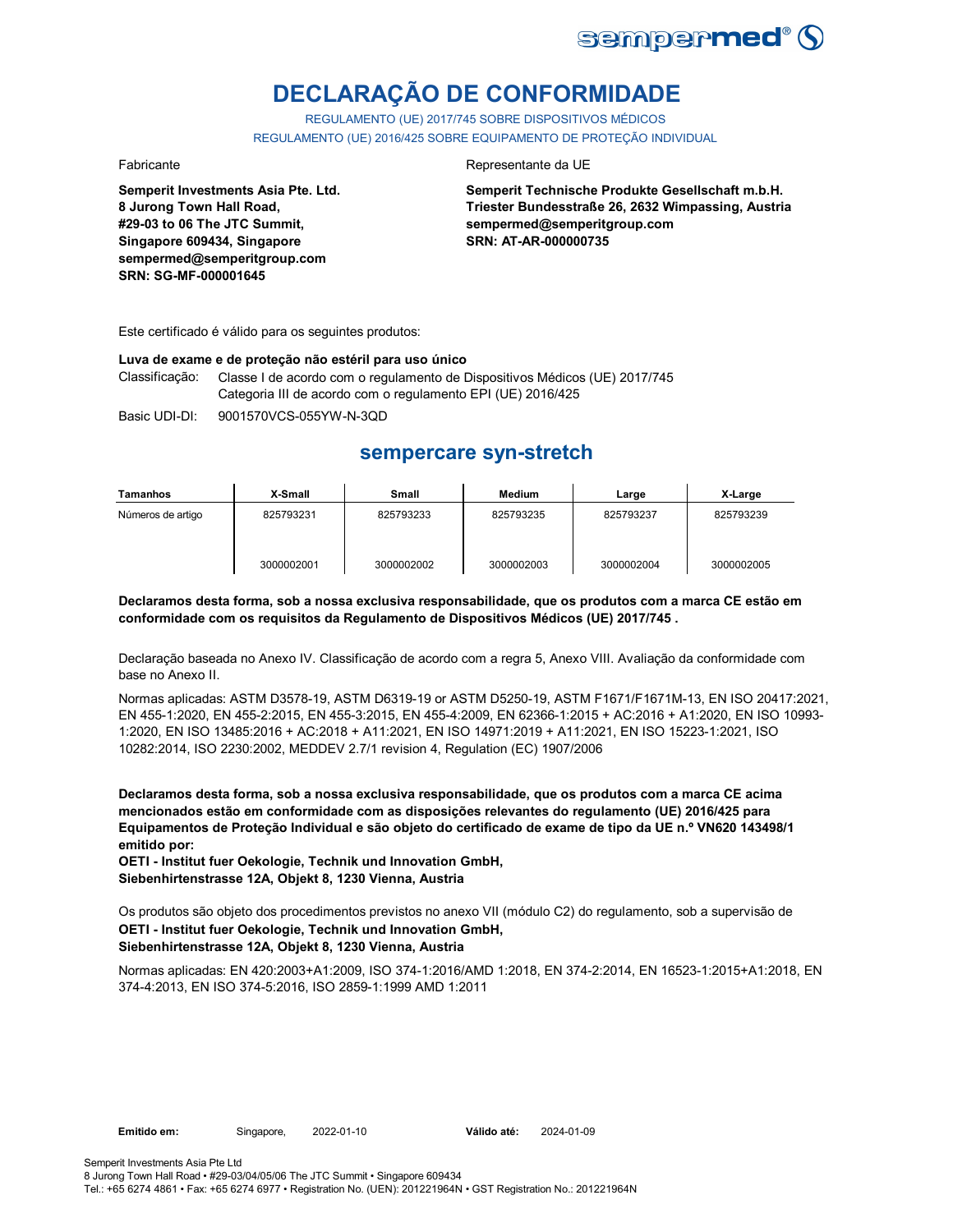sempermed®

# DECLARAÇÃO DE CONFORMIDADE

REGULAMENTO (UE) 2017/745 SOBRE DISPOSITIVOS MÉDICOS
REGULAMENTO (UE) 2016/425 SOBRE EQUIPAMENTO DE PROTEÇÃO INDIVIDUAL

Fabricante

**Semperit Investments Asia Pte. Ltd.**
**8 Jurong Town Hall Road,**
**#29-03 to 06 The JTC Summit,**
**Singapore 609434, Singapore**
**sempermed@semperitgroup.com**
**SRN: SG-MF-000001645**

Representante da UE

**Semperit Technische Produkte Gesellschaft m.b.H.**
**Triester Bundesstraße 26, 2632 Wimpassing, Austria**
**sempermed@semperitgroup.com**
**SRN: AT-AR-000000735**

Este certificado é válido para os seguintes produtos:

**Luva de exame e de proteção não estéril para uso único**

Classificação: Classe I de acordo com o regulamento de Dispositivos Médicos (UE) 2017/745
Categoria III de acordo com o regulamento EPI (UE) 2016/425

Basic UDI-DI: 9001570VCS-055YW-N-3QD

## sempercare syn-stretch

| Tamanhos | X-Small | Small | Medium | Large | X-Large |
|---|---|---|---|---|---|
| Números de artigo | 825793231 | 825793233 | 825793235 | 825793237 | 825793239 |
| | 3000002001 | 3000002002 | 3000002003 | 3000002004 | 3000002005 |

**Declaramos desta forma, sob a nossa exclusiva responsabilidade, que os produtos com a marca CE estão em conformidade com os requisitos da Regulamento de Dispositivos Médicos (UE) 2017/745 .**

Declaração baseada no Anexo IV. Classificação de acordo com a regra 5, Anexo VIII. Avaliação da conformidade com base no Anexo II.

Normas aplicadas: ASTM D3578-19, ASTM D6319-19 or ASTM D5250-19, ASTM F1671/F1671M-13, EN ISO 20417:2021, EN 455-1:2020, EN 455-2:2015, EN 455-3:2015, EN 455-4:2009, EN 62366-1:2015 + AC:2016 + A1:2020, EN ISO 10993-1:2020, EN ISO 13485:2016 + AC:2018 + A11:2021, EN ISO 14971:2019 + A11:2021, EN ISO 15223-1:2021, ISO 10282:2014, ISO 2230:2002, MEDDEV 2.7/1 revision 4, Regulation (EC) 1907/2006

**Declaramos desta forma, sob a nossa exclusiva responsabilidade, que os produtos com a marca CE acima mencionados estão em conformidade com as disposições relevantes do regulamento (UE) 2016/425 para Equipamentos de Proteção Individual e são objeto do certificado de exame de tipo da UE n.º VN620 143498/1 emitido por:**
**OETI - Institut fuer Oekologie, Technik und Innovation GmbH,**
**Siebenhirtenstrasse 12A, Objekt 8, 1230 Vienna, Austria**

Os produtos são objeto dos procedimentos previstos no anexo VII (módulo C2) do regulamento, sob a supervisão de
**OETI - Institut fuer Oekologie, Technik und Innovation GmbH,**
**Siebenhirtenstrasse 12A, Objekt 8, 1230 Vienna, Austria**

Normas aplicadas: EN 420:2003+A1:2009, ISO 374-1:2016/AMD 1:2018, EN 374-2:2014, EN 16523-1:2015+A1:2018, EN 374-4:2013, EN ISO 374-5:2016, ISO 2859-1:1999 AMD 1:2011

**Emitido em:** Singapore, 2022-01-10 **Válido até:** 2024-01-09

Semperit Investments Asia Pte Ltd
8 Jurong Town Hall Road • #29-03/04/05/06 The JTC Summit • Singapore 609434
Tel.: +65 6274 4861 • Fax: +65 6274 6977 • Registration No. (UEN): 201221964N • GST Registration No.: 201221964N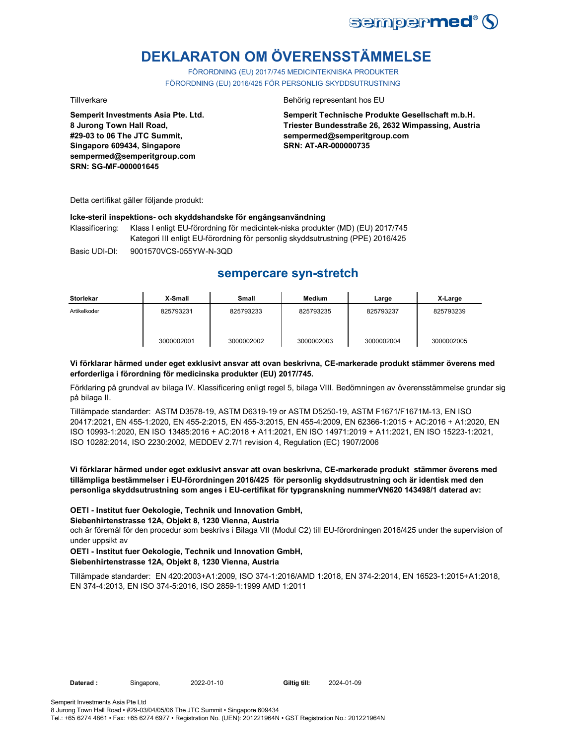# DEKLARATON OM ÖVERENSSTÄMMELSE

FÖRORDNING (EU) 2017/745 MEDICINTEKNISKA PRODUKTER
FÖRORDNING (EU) 2016/425 FÖR PERSONLIG SKYDDSUTRUSTNING

Tillverkare

**Semperit Investments Asia Pte. Ltd.**
**8 Jurong Town Hall Road,**
**#29-03 to 06 The JTC Summit,**
**Singapore 609434, Singapore**
**sempermed@semperitgroup.com**
**SRN: SG-MF-000001645**

Behörig representant hos EU

**Semperit Technische Produkte Gesellschaft m.b.H.**
**Triester Bundesstraße 26, 2632 Wimpassing, Austria**
**sempermed@semperitgroup.com**
**SRN: AT-AR-000000735**

Detta certifikat gäller följande produkt:

**Icke-steril inspektions- och skyddshandske för engångsanvändning**

Klassificering: Klass I enligt EU-förordning för medicintek-niska produkter (MD) (EU) 2017/745
Kategori III enligt EU-förordning för personlig skyddsutrustning (PPE) 2016/425

Basic UDI-DI: 9001570VCS-055YW-N-3QD

## sempercare syn-stretch

| Storlekar | X-Small | Small | Medium | Large | X-Large |
|---|---|---|---|---|---|
| Artikelkoder | 825793231 | 825793233 | 825793235 | 825793237 | 825793239 |
| | 3000002001 | 3000002002 | 3000002003 | 3000002004 | 3000002005 |

**Vi förklarar härmed under eget exklusivt ansvar att ovan beskrivna, CE-markerade produkt stämmer överens med erforderliga i förordning för medicinska produkter (EU) 2017/745.**

Förklaring på grundval av bilaga IV. Klassificering enligt regel 5, bilaga VIII. Bedömningen av överensstämmelse grundar sig på bilaga II.

Tillämpade standarder: ASTM D3578-19, ASTM D6319-19 or ASTM D5250-19, ASTM F1671/F1671M-13, EN ISO 20417:2021, EN 455-1:2020, EN 455-2:2015, EN 455-3:2015, EN 455-4:2009, EN 62366-1:2015 + AC:2016 + A1:2020, EN ISO 10993-1:2020, EN ISO 13485:2016 + AC:2018 + A11:2021, EN ISO 14971:2019 + A11:2021, EN ISO 15223-1:2021, ISO 10282:2014, ISO 2230:2002, MEDDEV 2.7/1 revision 4, Regulation (EC) 1907/2006

**Vi förklarar härmed under eget exklusivt ansvar att ovan beskrivna, CE-markerade produkt stämmer överens med tillämpliga bestämmelser i EU-förordningen 2016/425 för personlig skyddsutrustning och är identisk med den personliga skyddsutrustning som anges i EU-certifikat för typgranskning nummerVN620 143498/1 daterad av:**

**OETI - Institut fuer Oekologie, Technik und Innovation GmbH,**
**Siebenhirtenstrasse 12A, Objekt 8, 1230 Vienna, Austria**
och är föremål för den procedur som beskrivs i Bilaga VII (Modul C2) till EU-förordningen 2016/425 under the supervision of under uppsikt av
**OETI - Institut fuer Oekologie, Technik und Innovation GmbH,**
**Siebenhirtenstrasse 12A, Objekt 8, 1230 Vienna, Austria**

Tillämpade standarder: EN 420:2003+A1:2009, ISO 374-1:2016/AMD 1:2018, EN 374-2:2014, EN 16523-1:2015+A1:2018, EN 374-4:2013, EN ISO 374-5:2016, ISO 2859-1:1999 AMD 1:2011

**Daterad :** Singapore, 2022-01-10 **Giltig till:** 2024-01-09

Semperit Investments Asia Pte Ltd
8 Jurong Town Hall Road • #29-03/04/05/06 The JTC Summit • Singapore 609434
Tel.: +65 6274 4861 • Fax: +65 6274 6977 • Registration No. (UEN): 201221964N • GST Registration No.: 201221964N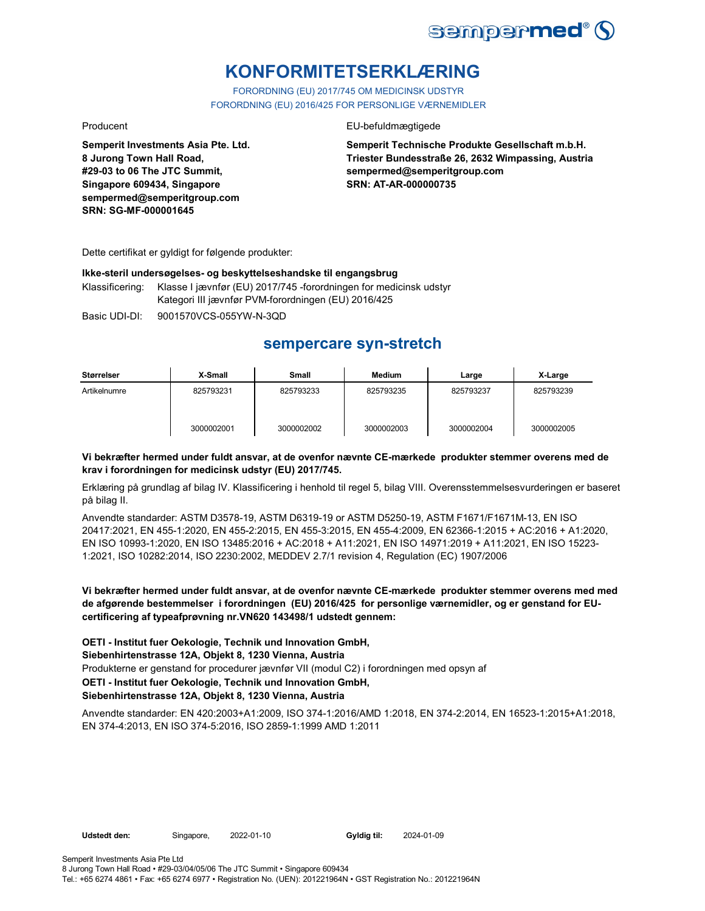sempermed®

# KONFORMITETSERKLÆRING

FORORDNING (EU) 2017/745 OM MEDICINSK UDSTYR
FORORDNING (EU) 2016/425 FOR PERSONLIGE VÆRNEMIDLER

Producent

**Semperit Investments Asia Pte. Ltd.**
**8 Jurong Town Hall Road,**
**#29-03 to 06 The JTC Summit,**
**Singapore 609434, Singapore**
**sempermed@semperitgroup.com**
**SRN: SG-MF-000001645**

EU-befuldmægtigede

**Semperit Technische Produkte Gesellschaft m.b.H.**
**Triester Bundesstraße 26, 2632 Wimpassing, Austria**
**sempermed@semperitgroup.com**
**SRN: AT-AR-000000735**

Dette certifikat er gyldigt for følgende produkter:

**Ikke-steril undersøgelses- og beskyttelseshandske til engangsbrug**

Klassificering: Klasse I jævnfør (EU) 2017/745 -forordningen for medicinsk udstyr
Kategori III jævnfør PVM-forordningen (EU) 2016/425

Basic UDI-DI: 9001570VCS-055YW-N-3QD

## sempercare syn-stretch

| Størrelser | X-Small | Small | Medium | Large | X-Large |
|---|---|---|---|---|---|
| Artikelnumre | 825793231 | 825793233 | 825793235 | 825793237 | 825793239 |
| | 3000002001 | 3000002002 | 3000002003 | 3000002004 | 3000002005 |

**Vi bekræfter hermed under fuldt ansvar, at de ovenfor nævnte CE-mærkede produkter stemmer overens med de krav i forordningen for medicinsk udstyr (EU) 2017/745.**

Erklæring på grundlag af bilag IV. Klassificering i henhold til regel 5, bilag VIII. Overensstemmelsesvurderingen er baseret på bilag II.

Anvendte standarder: ASTM D3578-19, ASTM D6319-19 or ASTM D5250-19, ASTM F1671/F1671M-13, EN ISO 20417:2021, EN 455-1:2020, EN 455-2:2015, EN 455-3:2015, EN 455-4:2009, EN 62366-1:2015 + AC:2016 + A1:2020, EN ISO 10993-1:2020, EN ISO 13485:2016 + AC:2018 + A11:2021, EN ISO 14971:2019 + A11:2021, EN ISO 15223-1:2021, ISO 10282:2014, ISO 2230:2002, MEDDEV 2.7/1 revision 4, Regulation (EC) 1907/2006

**Vi bekræfter hermed under fuldt ansvar, at de ovenfor nævnte CE-mærkede produkter stemmer overens med med de afgørende bestemmelser i forordningen (EU) 2016/425 for personlige værnemidler, og er genstand for EU-certificering af typeafprøvning nr.VN620 143498/1 udstedt gennem:**

**OETI - Institut fuer Oekologie, Technik und Innovation GmbH,**
**Siebenhirtenstrasse 12A, Objekt 8, 1230 Vienna, Austria**
Produkterne er genstand for procedurer jævnfør VII (modul C2) i forordningen med opsyn af
**OETI - Institut fuer Oekologie, Technik und Innovation GmbH,**
**Siebenhirtenstrasse 12A, Objekt 8, 1230 Vienna, Austria**

Anvendte standarder: EN 420:2003+A1:2009, ISO 374-1:2016/AMD 1:2018, EN 374-2:2014, EN 16523-1:2015+A1:2018, EN 374-4:2013, EN ISO 374-5:2016, ISO 2859-1:1999 AMD 1:2011

**Udstedt den:** Singapore, 2022-01-10 **Gyldig til:** 2024-01-09

Semperit Investments Asia Pte Ltd
8 Jurong Town Hall Road • #29-03/04/05/06 The JTC Summit • Singapore 609434
Tel.: +65 6274 4861 • Fax: +65 6274 6977 • Registration No. (UEN): 201221964N • GST Registration No.: 201221964N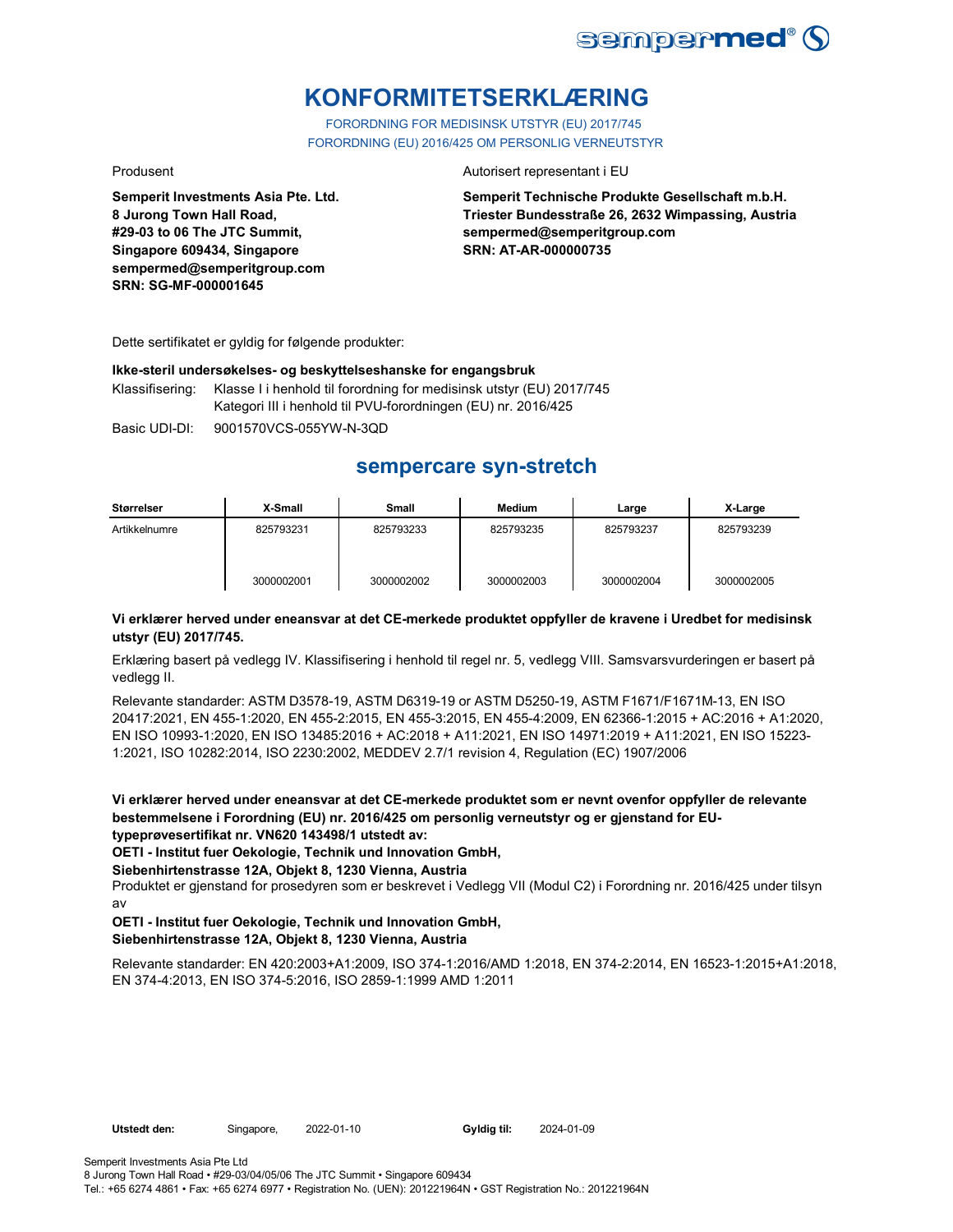# KONFORMITETSERKLÆRING

FORORDNING FOR MEDISINSK UTSTYR (EU) 2017/745
FORORDNING (EU) 2016/425 OM PERSONLIG VERNEUTSTYR

Produsent

**Semperit Investments Asia Pte. Ltd.**
**8 Jurong Town Hall Road,**
**#29-03 to 06 The JTC Summit,**
**Singapore 609434, Singapore**
**sempermed@semperitgroup.com**
**SRN: SG-MF-000001645**

Autorisert representant i EU

**Semperit Technische Produkte Gesellschaft m.b.H.**
**Triester Bundesstraße 26, 2632 Wimpassing, Austria**
**sempermed@semperitgroup.com**
**SRN: AT-AR-000000735**

Dette sertifikatet er gyldig for følgende produkter:

**Ikke-steril undersøkelses- og beskyttelseshanske for engangsbruk**

Klassifisering: Klasse I i henhold til forordning for medisinsk utstyr (EU) 2017/745
Kategori III i henhold til PVU-forordningen (EU) nr. 2016/425

Basic UDI-DI: 9001570VCS-055YW-N-3QD

## sempercare syn-stretch

| Størrelser | X-Small | Small | Medium | Large | X-Large |
|---|---|---|---|---|---|
| Artikkelnumre | 825793231<br><br>3000002001 | 825793233<br><br>3000002002 | 825793235<br><br>3000002003 | 825793237<br><br>3000002004 | 825793239<br><br>3000002005 |

**Vi erklærer herved under eneansvar at det CE-merkede produktet oppfyller de kravene i Uredbet for medisinsk utstyr (EU) 2017/745.**

Erklæring basert på vedlegg IV. Klassifisering i henhold til regel nr. 5, vedlegg VIII. Samsvarsvurderingen er basert på vedlegg II.

Relevante standarder: ASTM D3578-19, ASTM D6319-19 or ASTM D5250-19, ASTM F1671/F1671M-13, EN ISO 20417:2021, EN 455-1:2020, EN 455-2:2015, EN 455-3:2015, EN 455-4:2009, EN 62366-1:2015 + AC:2016 + A1:2020, EN ISO 10993-1:2020, EN ISO 13485:2016 + AC:2018 + A11:2021, EN ISO 14971:2019 + A11:2021, EN ISO 15223-1:2021, ISO 10282:2014, ISO 2230:2002, MEDDEV 2.7/1 revision 4, Regulation (EC) 1907/2006

**Vi erklærer herved under eneansvar at det CE-merkede produktet som er nevnt ovenfor oppfyller de relevante bestemmelsene i Forordning (EU) nr. 2016/425 om personlig verneutstyr og er gjenstand for EU-typeprøvesertifikat nr. VN620 143498/1 utstedt av:**

**OETI - Institut fuer Oekologie, Technik und Innovation GmbH,**
**Siebenhirtenstrasse 12A, Objekt 8, 1230 Vienna, Austria**

Produktet er gjenstand for prosedyren som er beskrevet i Vedlegg VII (Modul C2) i Forordning nr. 2016/425 under tilsyn av

**OETI - Institut fuer Oekologie, Technik und Innovation GmbH,**
**Siebenhirtenstrasse 12A, Objekt 8, 1230 Vienna, Austria**

Relevante standarder: EN 420:2003+A1:2009, ISO 374-1:2016/AMD 1:2018, EN 374-2:2014, EN 16523-1:2015+A1:2018, EN 374-4:2013, EN ISO 374-5:2016, ISO 2859-1:1999 AMD 1:2011

**Utstedt den:** Singapore, 2022-01-10 **Gyldig til:** 2024-01-09

Semperit Investments Asia Pte Ltd
8 Jurong Town Hall Road • #29-03/04/05/06 The JTC Summit • Singapore 609434
Tel.: +65 6274 4861 • Fax: +65 6274 6977 • Registration No. (UEN): 201221964N • GST Registration No.: 201221964N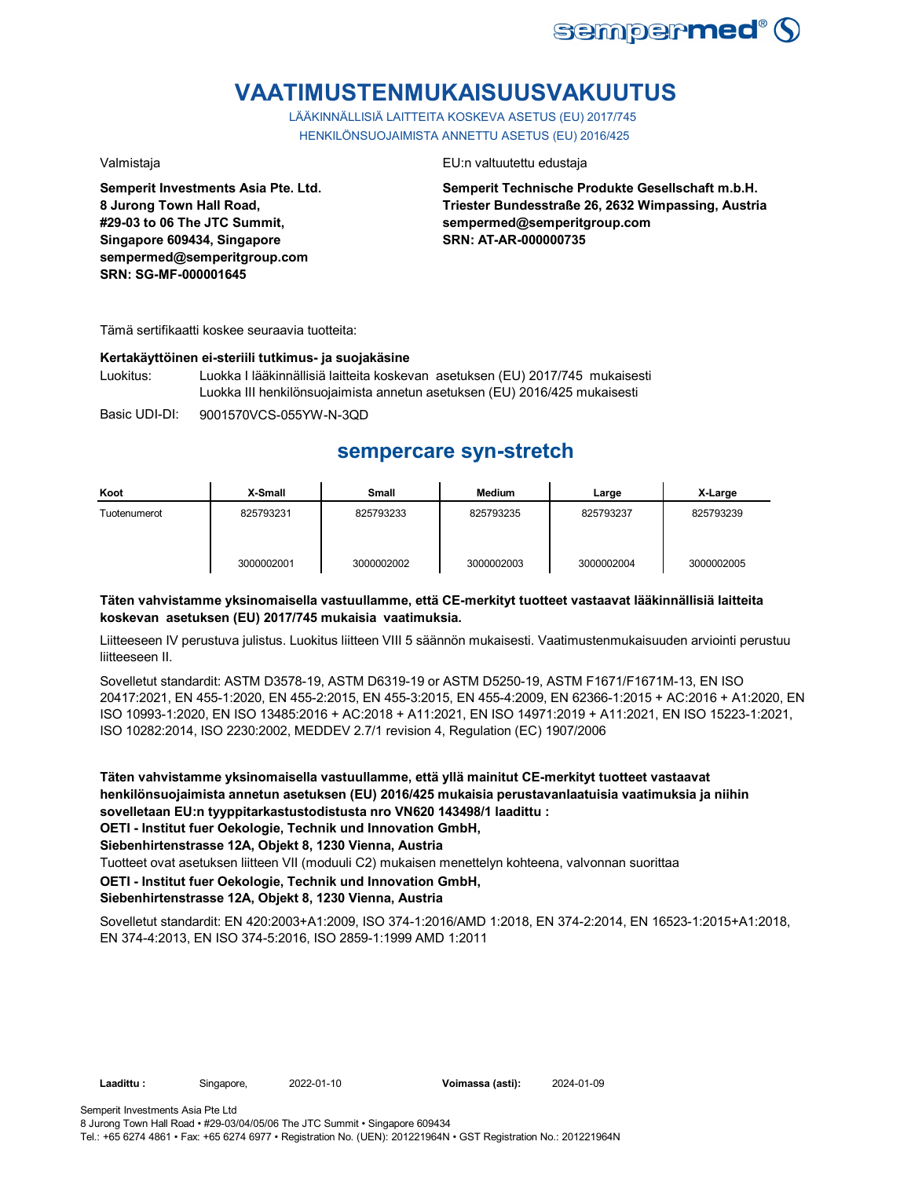# VAATIMUSTENMUKAISUUSVAKUUTUS

LÄÄKINNÄLLISIÄ LAITTEITA KOSKEVA ASETUS (EU) 2017/745
HENKILÖNSUOJAIMISTA ANNETTU ASETUS (EU) 2016/425

Valmistaja

**Semperit Investments Asia Pte. Ltd.**
**8 Jurong Town Hall Road,**
**#29-03 to 06 The JTC Summit,**
**Singapore 609434, Singapore**
**sempermed@semperitgroup.com**
**SRN: SG-MF-000001645**

EU:n valtuutettu edustaja

**Semperit Technische Produkte Gesellschaft m.b.H.**
**Triester Bundesstraße 26, 2632 Wimpassing, Austria**
**sempermed@semperitgroup.com**
**SRN: AT-AR-000000735**

Tämä sertifikaatti koskee seuraavia tuotteita:

**Kertakäyttöinen ei-steriili tutkimus- ja suojakäsine**

Luokitus: Luokka I lääkinnällisiä laitteita koskevan asetuksen (EU) 2017/745 mukaisesti
Luokka III henkilönsuojaimista annetun asetuksen (EU) 2016/425 mukaisesti

Basic UDI-DI: 9001570VCS-055YW-N-3QD

## sempercare syn-stretch

| Koot | X-Small | Small | Medium | Large | X-Large |
|---|---|---|---|---|---|
| Tuotenumerot | 825793231<br>3000002001 | 825793233<br>3000002002 | 825793235<br>3000002003 | 825793237<br>3000002004 | 825793239<br>3000002005 |

**Täten vahvistamme yksinomaisella vastuullamme, että CE-merkityt tuotteet vastaavat lääkinnällisiä laitteita koskevan asetuksen (EU) 2017/745 mukaisia vaatimuksia.**

Liitteeseen IV perustuva julistus. Luokitus liitteen VIII 5 säännön mukaisesti. Vaatimustenmukaisuuden arviointi perustuu liitteeseen II.

Sovelletut standardit: ASTM D3578-19, ASTM D6319-19 or ASTM D5250-19, ASTM F1671/F1671M-13, EN ISO 20417:2021, EN 455-1:2020, EN 455-2:2015, EN 455-3:2015, EN 455-4:2009, EN 62366-1:2015 + AC:2016 + A1:2020, EN ISO 10993-1:2020, EN ISO 13485:2016 + AC:2018 + A11:2021, EN ISO 14971:2019 + A11:2021, EN ISO 15223-1:2021, ISO 10282:2014, ISO 2230:2002, MEDDEV 2.7/1 revision 4, Regulation (EC) 1907/2006

**Täten vahvistamme yksinomaisella vastuullamme, että yllä mainitut CE-merkityt tuotteet vastaavat henkilönsuojaimista annetun asetuksen (EU) 2016/425 mukaisia perustavanlaatuisia vaatimuksia ja niihin sovelletaan EU:n tyyppitarkastustodistusta nro VN620 143498/1 laadittu :**
**OETI - Institut fuer Oekologie, Technik und Innovation GmbH,**
**Siebenhirtenstrasse 12A, Objekt 8, 1230 Vienna, Austria**

Tuotteet ovat asetuksen liitteen VII (moduuli C2) mukaisen menettelyn kohteena, valvonnan suorittaa
**OETI - Institut fuer Oekologie, Technik und Innovation GmbH,**
**Siebenhirtenstrasse 12A, Objekt 8, 1230 Vienna, Austria**

Sovelletut standardit: EN 420:2003+A1:2009, ISO 374-1:2016/AMD 1:2018, EN 374-2:2014, EN 16523-1:2015+A1:2018, EN 374-4:2013, EN ISO 374-5:2016, ISO 2859-1:1999 AMD 1:2011

**Laadittu :** Singapore, 2022-01-10 **Voimassa (asti):** 2024-01-09

Semperit Investments Asia Pte Ltd
8 Jurong Town Hall Road • #29-03/04/05/06 The JTC Summit • Singapore 609434
Tel.: +65 6274 4861 • Fax: +65 6274 6977 • Registration No. (UEN): 201221964N • GST Registration No.: 201221964N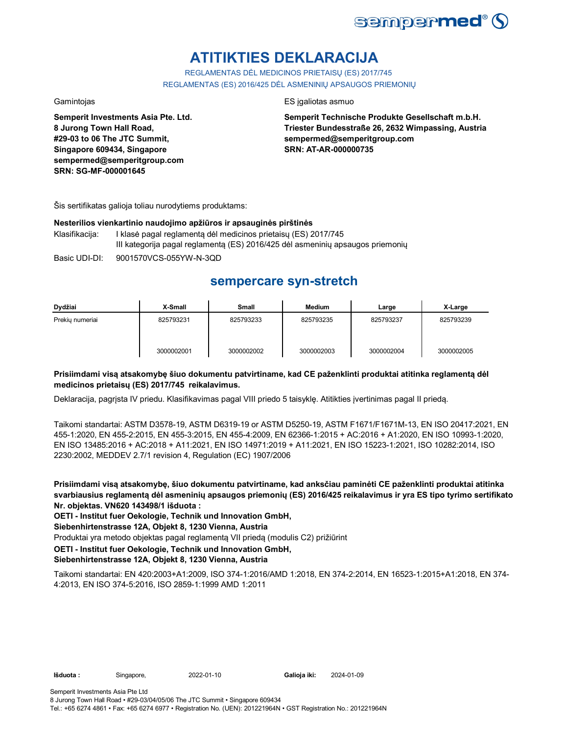# ATITIKTIES DEKLARACIJA

REGLAMENTAS DĖL MEDICINOS PRIETAISŲ (ES) 2017/745
REGLAMENTAS (ES) 2016/425 DĖL ASMENINIŲ APSAUGOS PRIEMONIŲ

Gamintojas

**Semperit Investments Asia Pte. Ltd.**
**8 Jurong Town Hall Road,**
**#29-03 to 06 The JTC Summit,**
**Singapore 609434, Singapore**
**sempermed@semperitgroup.com**
**SRN: SG-MF-000001645**

ES įgaliotas asmuo

**Semperit Technische Produkte Gesellschaft m.b.H.**
**Triester Bundesstraße 26, 2632 Wimpassing, Austria**
**sempermed@semperitgroup.com**
**SRN: AT-AR-000000735**

Šis sertifikatas galioja toliau nurodytiems produktams:

**Nesterilios vienkartinio naudojimo apžiūros ir apsauginės pirštinės**

Klasifikacija: I klasė pagal reglamentą dėl medicinos prietaisų (ES) 2017/745
III kategorija pagal reglamentą (ES) 2016/425 dėl asmeninių apsaugos priemonių

Basic UDI-DI: 9001570VCS-055YW-N-3QD

## sempercare syn-stretch

| Dydžiai | X-Small | Small | Medium | Large | X-Large |
|---|---|---|---|---|---|
| Prekių numeriai | 825793231<br><br>3000002001 | 825793233<br><br>3000002002 | 825793235<br><br>3000002003 | 825793237<br><br>3000002004 | 825793239<br><br>3000002005 |

**Prisiimdami visą atsakomybę šiuo dokumentu patvirtiname, kad CE paženklinti produktai atitinka reglamentą dėl medicinos prietaisų (ES) 2017/745 reikalavimus.**

Deklaracija, pagrįsta IV priedu. Klasifikavimas pagal VIII priedo 5 taisyklę. Atitikties įvertinimas pagal II priedą.

Taikomi standartai: ASTM D3578-19, ASTM D6319-19 or ASTM D5250-19, ASTM F1671/F1671M-13, EN ISO 20417:2021, EN 455-1:2020, EN 455-2:2015, EN 455-3:2015, EN 455-4:2009, EN 62366-1:2015 + AC:2016 + A1:2020, EN ISO 10993-1:2020, EN ISO 13485:2016 + AC:2018 + A11:2021, EN ISO 14971:2019 + A11:2021, EN ISO 15223-1:2021, ISO 10282:2014, ISO 2230:2002, MEDDEV 2.7/1 revision 4, Regulation (EC) 1907/2006

**Prisiimdami visą atsakomybę, šiuo dokumentu patvirtiname, kad anksčiau paminėti CE paženklinti produktai atitinka svarbiausius reglamentą dėl asmeninių apsaugos priemonių (ES) 2016/425 reikalavimus ir yra ES tipo tyrimo sertifikato Nr. objektas. VN620 143498/1 išduota :**

**OETI - Institut fuer Oekologie, Technik und Innovation GmbH,**

**Siebenhirtenstrasse 12A, Objekt 8, 1230 Vienna, Austria**

Produktai yra metodo objektas pagal reglamentą VII priedą (modulis C2) prižiūrint

**OETI - Institut fuer Oekologie, Technik und Innovation GmbH,**

**Siebenhirtenstrasse 12A, Objekt 8, 1230 Vienna, Austria**

Taikomi standartai: EN 420:2003+A1:2009, ISO 374-1:2016/AMD 1:2018, EN 374-2:2014, EN 16523-1:2015+A1:2018, EN 374-4:2013, EN ISO 374-5:2016, ISO 2859-1:1999 AMD 1:2011

**Išduota :** Singapore, 2022-01-10 **Galioja iki:** 2024-01-09

Semperit Investments Asia Pte Ltd
8 Jurong Town Hall Road • #29-03/04/05/06 The JTC Summit • Singapore 609434
Tel.: +65 6274 4861 • Fax: +65 6274 6977 • Registration No. (UEN): 201221964N • GST Registration No.: 201221964N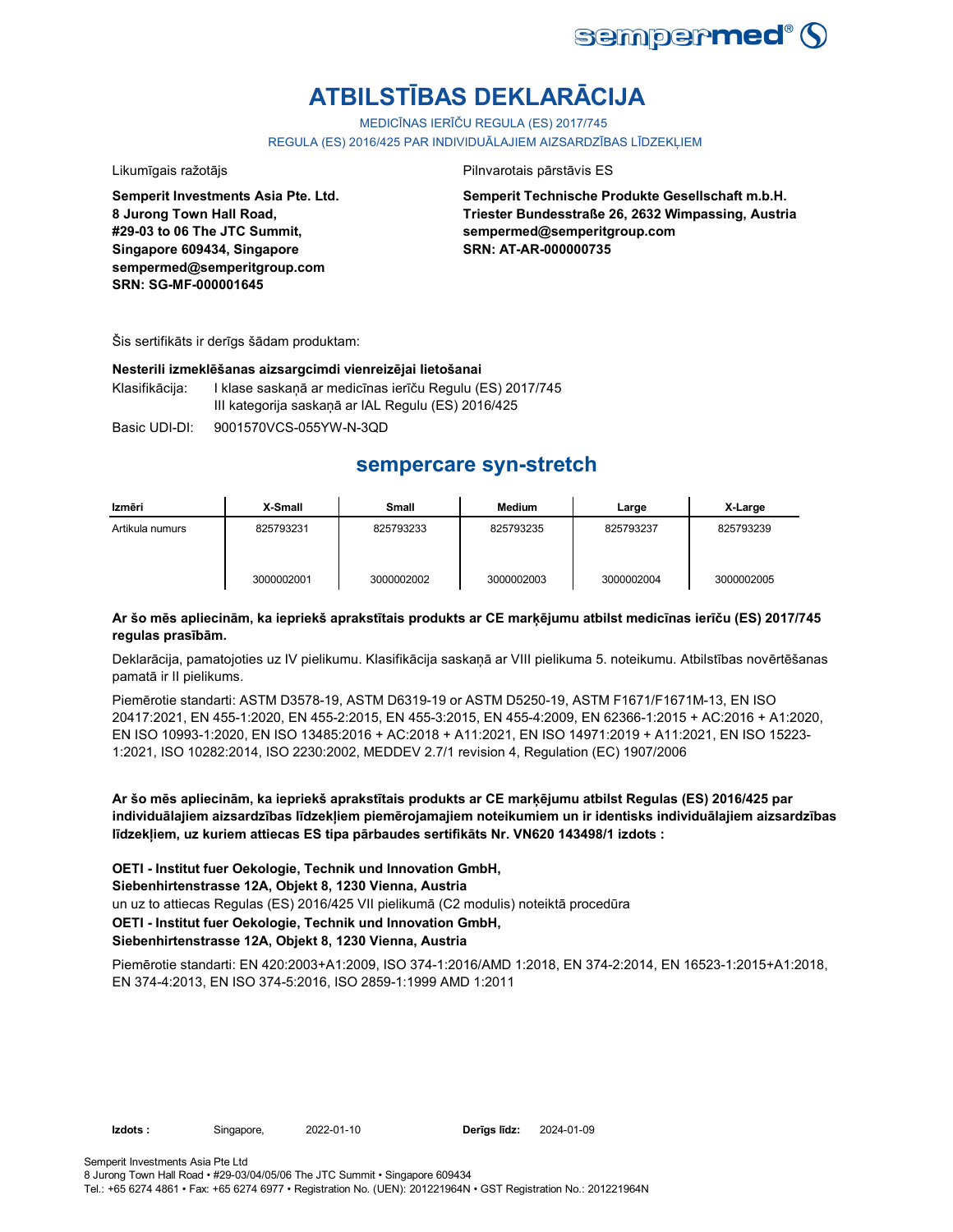# ATBILSTĪBAS DEKLARĀCIJA

MEDICĪNAS IERĪČU REGULA (ES) 2017/745

REGULA (ES) 2016/425 PAR INDIVIDUĀLAJIEM AIZSARDZĪBAS LĪDZEKĻIEM

Likumīgais ražotājs

**Semperit Investments Asia Pte. Ltd.**
**8 Jurong Town Hall Road,**
**#29-03 to 06 The JTC Summit,**
**Singapore 609434, Singapore**
**sempermed@semperitgroup.com**
**SRN: SG-MF-000001645**

Pilnvarotais pārstāvis ES

**Semperit Technische Produkte Gesellschaft m.b.H.**
**Triester Bundesstraße 26, 2632 Wimpassing, Austria**
**sempermed@semperitgroup.com**
**SRN: AT-AR-000000735**

Šis sertifikāts ir derīgs šādam produktam:

**Nesterili izmeklēšanas aizsargcimdi vienreizējai lietošanai**

Klasifikācija: I klase saskaņā ar medicīnas ierīču Regulu (ES) 2017/745
III kategorija saskaņā ar IAL Regulu (ES) 2016/425

Basic UDI-DI: 9001570VCS-055YW-N-3QD

## sempercare syn-stretch

| Izmēri | X-Small | Small | Medium | Large | X-Large |
|---|---|---|---|---|---|
| Artikula numurs | 825793231 | 825793233 | 825793235 | 825793237 | 825793239 |
| | 3000002001 | 3000002002 | 3000002003 | 3000002004 | 3000002005 |

**Ar šo mēs apliecinām, ka iepriekš aprakstītais produkts ar CE marķējumu atbilst medicīnas ierīču (ES) 2017/745 regulas prasībām.**

Deklarācija, pamatojoties uz IV pielikumu. Klasifikācija saskaņā ar VIII pielikuma 5. noteikumu. Atbilstības novērtēšanas pamatā ir II pielikums.

Piemērotie standarti: ASTM D3578-19, ASTM D6319-19 or ASTM D5250-19, ASTM F1671/F1671M-13, EN ISO 20417:2021, EN 455-1:2020, EN 455-2:2015, EN 455-3:2015, EN 455-4:2009, EN 62366-1:2015 + AC:2016 + A1:2020, EN ISO 10993-1:2020, EN ISO 13485:2016 + AC:2018 + A11:2021, EN ISO 14971:2019 + A11:2021, EN ISO 15223-1:2021, ISO 10282:2014, ISO 2230:2002, MEDDEV 2.7/1 revision 4, Regulation (EC) 1907/2006

**Ar šo mēs apliecinām, ka iepriekš aprakstītais produkts ar CE marķējumu atbilst Regulas (ES) 2016/425 par individuālajiem aizsardzības līdzekļiem piemērojamajiem noteikumiem un ir identisks individuālajiem aizsardzības līdzekļiem, uz kuriem attiecas ES tipa pārbaudes sertifikāts Nr. VN620 143498/1 izdots :**

**OETI - Institut fuer Oekologie, Technik und Innovation GmbH,**
**Siebenhirtenstrasse 12A, Objekt 8, 1230 Vienna, Austria**
un uz to attiecas Regulas (ES) 2016/425 VII pielikumā (C2 modulis) noteiktā procedūra
**OETI - Institut fuer Oekologie, Technik und Innovation GmbH,**
**Siebenhirtenstrasse 12A, Objekt 8, 1230 Vienna, Austria**

Piemērotie standarti: EN 420:2003+A1:2009, ISO 374-1:2016/AMD 1:2018, EN 374-2:2014, EN 16523-1:2015+A1:2018, EN 374-4:2013, EN ISO 374-5:2016, ISO 2859-1:1999 AMD 1:2011

**Izdots :** Singapore, 2022-01-10 **Derīgs līdz:** 2024-01-09

Semperit Investments Asia Pte Ltd
8 Jurong Town Hall Road • #29-03/04/05/06 The JTC Summit • Singapore 609434
Tel.: +65 6274 4861 • Fax: +65 6274 6977 • Registration No. (UEN): 201221964N • GST Registration No.: 201221964N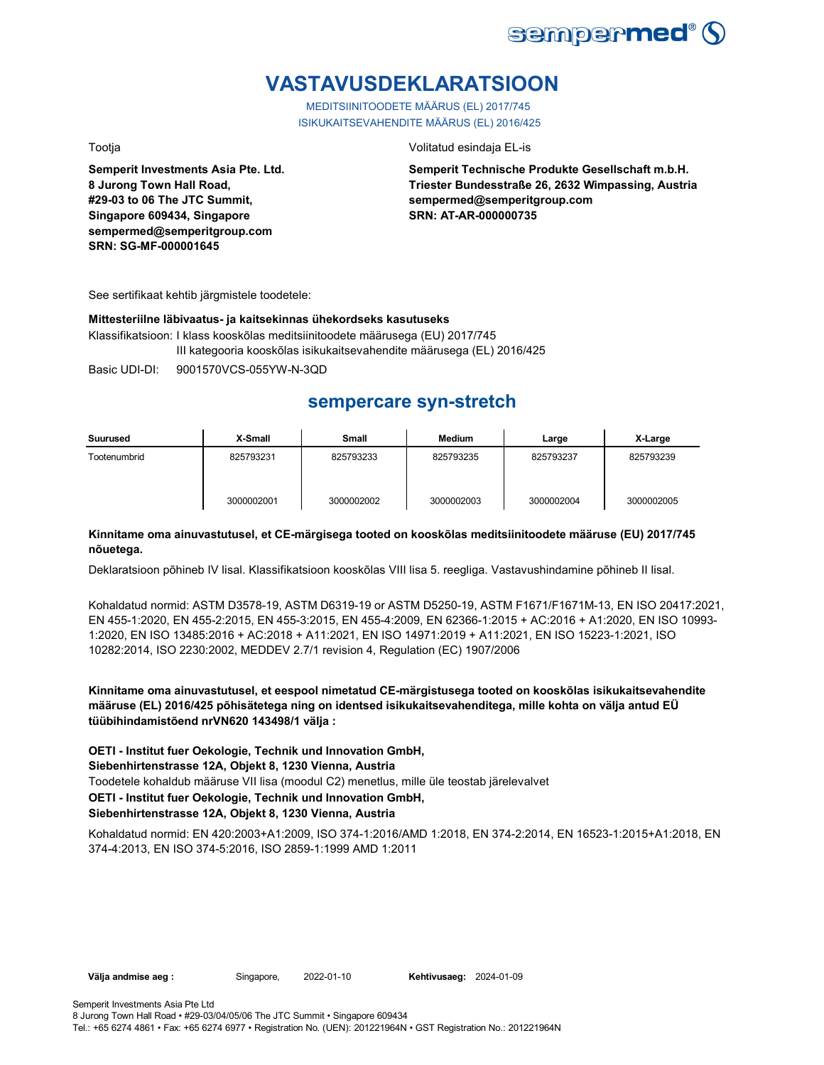# VASTAVUSDEKLARATSIOON

MEDITSIINITOODETE MÄÄRUS (EL) 2017/745
ISIKUKAITSEVAHENDITE MÄÄRUS (EL) 2016/425

Tootja

**Semperit Investments Asia Pte. Ltd.**
**8 Jurong Town Hall Road,**
**#29-03 to 06 The JTC Summit,**
**Singapore 609434, Singapore**
**sempermed@semperitgroup.com**
**SRN: SG-MF-000001645**

Volitatud esindaja EL-is

**Semperit Technische Produkte Gesellschaft m.b.H.**
**Triester Bundesstraße 26, 2632 Wimpassing, Austria**
**sempermed@semperitgroup.com**
**SRN: AT-AR-000000735**

See sertifikaat kehtib järgmistele toodetele:

**Mittesteriilne läbivaatus- ja kaitsekinnas ühekordseks kasutuseks**

Klassifikatsioon: I klass kooskõlas meditsiinitoodete määrusega (EU) 2017/745
III kategooria kooskõlas isikukaitsevahendite määrusega (EL) 2016/425

Basic UDI-DI: 9001570VCS-055YW-N-3QD

## sempercare syn-stretch

| Suurused | X-Small | Small | Medium | Large | X-Large |
|---|---|---|---|---|---|
| Tootenumbrid | 825793231 | 825793233 | 825793235 | 825793237 | 825793239 |
| | 3000002001 | 3000002002 | 3000002003 | 3000002004 | 3000002005 |

**Kinnitame oma ainuvastutusel, et CE-märgisega tooted on kooskõlas meditsiinitoodete määruse (EU) 2017/745 nõuetega.**

Deklaratsioon põhineb IV lisal. Klassifikatsioon kooskõlas VIII lisa 5. reegliga. Vastavushindamine põhineb II lisal.

Kohaldatud normid: ASTM D3578-19, ASTM D6319-19 or ASTM D5250-19, ASTM F1671/F1671M-13, EN ISO 20417:2021, EN 455-1:2020, EN 455-2:2015, EN 455-3:2015, EN 455-4:2009, EN 62366-1:2015 + AC:2016 + A1:2020, EN ISO 10993-1:2020, EN ISO 13485:2016 + AC:2018 + A11:2021, EN ISO 14971:2019 + A11:2021, EN ISO 15223-1:2021, ISO 10282:2014, ISO 2230:2002, MEDDEV 2.7/1 revision 4, Regulation (EC) 1907/2006

**Kinnitame oma ainuvastutusel, et eespool nimetatud CE-märgistusega tooted on kooskõlas isikukaitsevahendite määruse (EL) 2016/425 põhisätetega ning on identsed isikukaitsevahenditega, mille kohta on välja antud EÜ tüübihindamistõend nrVN620 143498/1 välja :**

**OETI - Institut fuer Oekologie, Technik und Innovation GmbH,**
**Siebenhirtenstrasse 12A, Objekt 8, 1230 Vienna, Austria**
Toodetele kohaldub määruse VII lisa (moodul C2) menetlus, mille üle teostab järelevalvet
**OETI - Institut fuer Oekologie, Technik und Innovation GmbH,**
**Siebenhirtenstrasse 12A, Objekt 8, 1230 Vienna, Austria**

Kohaldatud normid: EN 420:2003+A1:2009, ISO 374-1:2016/AMD 1:2018, EN 374-2:2014, EN 16523-1:2015+A1:2018, EN 374-4:2013, EN ISO 374-5:2016, ISO 2859-1:1999 AMD 1:2011

**Välja andmise aeg :** Singapore, 2022-01-10 **Kehtivusaeg:** 2024-01-09

Semperit Investments Asia Pte Ltd
8 Jurong Town Hall Road • #29-03/04/05/06 The JTC Summit • Singapore 609434
Tel.: +65 6274 4861 • Fax: +65 6274 6977 • Registration No. (UEN): 201221964N • GST Registration No.: 201221964N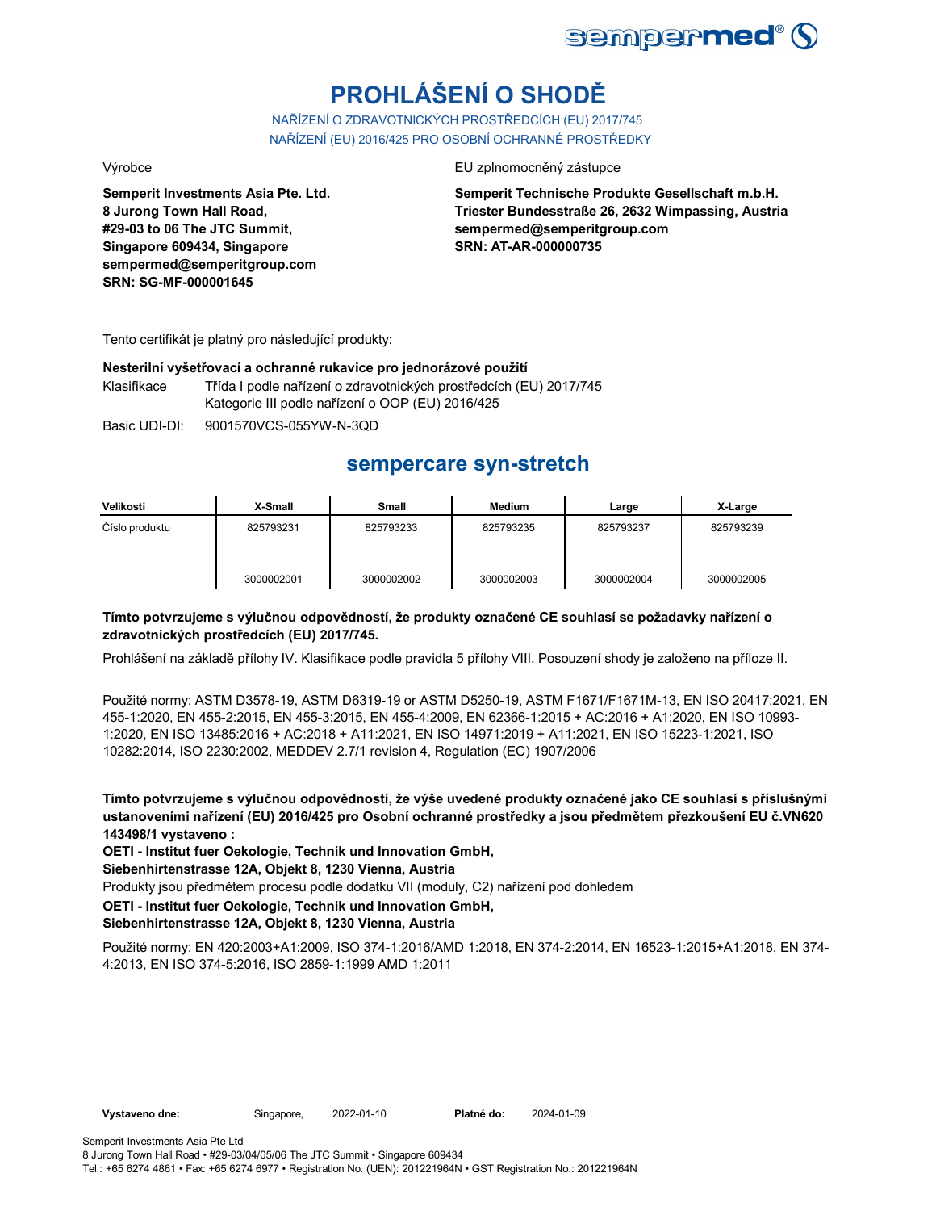# PROHLÁŠENÍ O SHODĚ

NAŘÍZENÍ O ZDRAVOTNICKÝCH PROSTŘEDCÍCH (EU) 2017/745
NAŘÍZENÍ (EU) 2016/425 PRO OSOBNÍ OCHRANNÉ PROSTŘEDKY

Výrobce

**Semperit Investments Asia Pte. Ltd.**
**8 Jurong Town Hall Road,**
**#29-03 to 06 The JTC Summit,**
**Singapore 609434, Singapore**
**sempermed@semperitgroup.com**
**SRN: SG-MF-000001645**

EU zplnomocněný zástupce

**Semperit Technische Produkte Gesellschaft m.b.H.**
**Triester Bundesstraße 26, 2632 Wimpassing, Austria**
**sempermed@semperitgroup.com**
**SRN: AT-AR-000000735**

Tento certifikát je platný pro následující produkty:

**Nesterilní vyšetřovací a ochranné rukavice pro jednorázové použití**

Klasifikace Třída I podle nařízení o zdravotnických prostředcích (EU) 2017/745
Kategorie III podle nařízení o OOP (EU) 2016/425

Basic UDI-DI: 9001570VCS-055YW-N-3QD

## sempercare syn-stretch

| Velikosti | X-Small | Small | Medium | Large | X-Large |
|---|---|---|---|---|---|
| Číslo produktu | 825793231 | 825793233 | 825793235 | 825793237 | 825793239 |
| | 3000002001 | 3000002002 | 3000002003 | 3000002004 | 3000002005 |

**Tímto potvrzujeme s výlučnou odpovědností, že produkty označené CE souhlasí se požadavky nařízení o zdravotnických prostředcích (EU) 2017/745.**

Prohlášení na základě přílohy IV. Klasifikace podle pravidla 5 přílohy VIII. Posouzení shody je založeno na příloze II.

Použité normy: ASTM D3578-19, ASTM D6319-19 or ASTM D5250-19, ASTM F1671/F1671M-13, EN ISO 20417:2021, EN 455-1:2020, EN 455-2:2015, EN 455-3:2015, EN 455-4:2009, EN 62366-1:2015 + AC:2016 + A1:2020, EN ISO 10993-1:2020, EN ISO 13485:2016 + AC:2018 + A11:2021, EN ISO 14971:2019 + A11:2021, EN ISO 15223-1:2021, ISO 10282:2014, ISO 2230:2002, MEDDEV 2.7/1 revision 4, Regulation (EC) 1907/2006

**Tímto potvrzujeme s výlučnou odpovědností, že výše uvedené produkty označené jako CE souhlasí s příslušnými ustanoveními nařízení (EU) 2016/425 pro Osobní ochranné prostředky a jsou předmětem přezkoušení EU č.VN620 143498/1 vystaveno :**

**OETI - Institut fuer Oekologie, Technik und Innovation GmbH,**
**Siebenhirtenstrasse 12A, Objekt 8, 1230 Vienna, Austria**

Produkty jsou předmětem procesu podle dodatku VII (moduly, C2) nařízení pod dohledem

**OETI - Institut fuer Oekologie, Technik und Innovation GmbH,**
**Siebenhirtenstrasse 12A, Objekt 8, 1230 Vienna, Austria**

Použité normy: EN 420:2003+A1:2009, ISO 374-1:2016/AMD 1:2018, EN 374-2:2014, EN 16523-1:2015+A1:2018, EN 374-4:2013, EN ISO 374-5:2016, ISO 2859-1:1999 AMD 1:2011

**Vystaveno dne:** Singapore, 2022-01-10 **Platné do:** 2024-01-09

Semperit Investments Asia Pte Ltd
8 Jurong Town Hall Road • #29-03/04/05/06 The JTC Summit • Singapore 609434
Tel.: +65 6274 4861 • Fax: +65 6274 6977 • Registration No. (UEN): 201221964N • GST Registration No.: 201221964N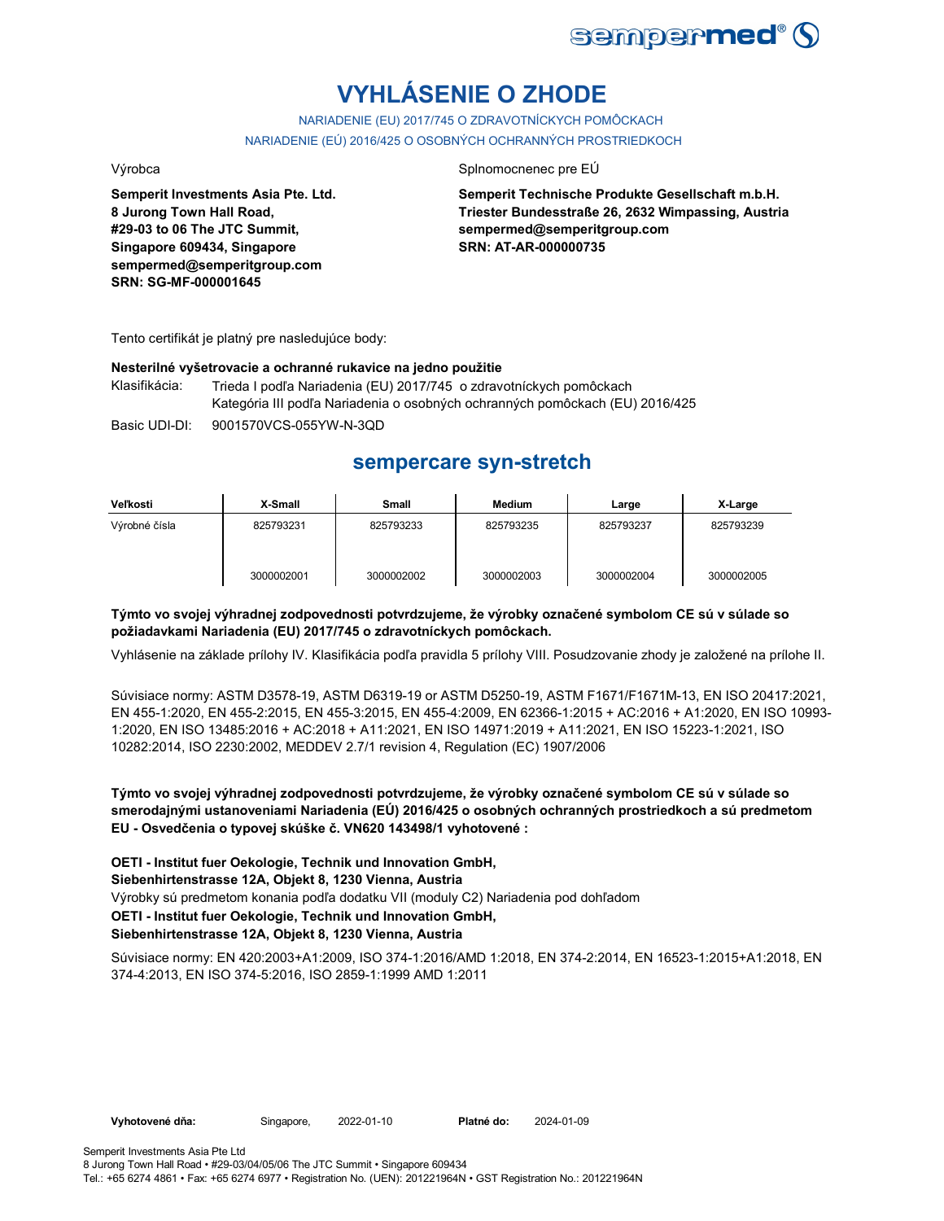# VYHLÁSENIE O ZHODE

NARIADENIE (EU) 2017/745 O ZDRAVOTNÍCKYCH POMÔCKACH
NARIADENIE (EÚ) 2016/425 O OSOBNÝCH OCHRANNÝCH PROSTRIEDKOCH

Výrobca

**Semperit Investments Asia Pte. Ltd.**
**8 Jurong Town Hall Road,**
**#29-03 to 06 The JTC Summit,**
**Singapore 609434, Singapore**
**sempermed@semperitgroup.com**
**SRN: SG-MF-000001645**

Splnomocnenec pre EÚ

**Semperit Technische Produkte Gesellschaft m.b.H.**
**Triester Bundesstraße 26, 2632 Wimpassing, Austria**
**sempermed@semperitgroup.com**
**SRN: AT-AR-000000735**

Tento certifikát je platný pre nasledujúce body:

**Nesterilné vyšetrovacie a ochranné rukavice na jedno použitie**

Klasifikácia: Trieda I podľa Nariadenia (EU) 2017/745 o zdravotníckych pomôckach
Kategória III podľa Nariadenia o osobných ochranných pomôckach (EU) 2016/425

Basic UDI-DI: 9001570VCS-055YW-N-3QD

## sempercare syn-stretch

| Veľkosti | X-Small | Small | Medium | Large | X-Large |
|---|---|---|---|---|---|
| Výrobné čísla | 825793231 | 825793233 | 825793235 | 825793237 | 825793239 |
| | 3000002001 | 3000002002 | 3000002003 | 3000002004 | 3000002005 |

**Týmto vo svojej výhradnej zodpovednosti potvrdzujeme, že výrobky označené symbolom CE sú v súlade so požiadavkami Nariadenia (EU) 2017/745 o zdravotníckych pomôckach.**

Vyhlásenie na základe prílohy IV. Klasifikácia podľa pravidla 5 prílohy VIII. Posudzovanie zhody je založené na prílohe II.

Súvisiace normy: ASTM D3578-19, ASTM D6319-19 or ASTM D5250-19, ASTM F1671/F1671M-13, EN ISO 20417:2021, EN 455-1:2020, EN 455-2:2015, EN 455-3:2015, EN 455-4:2009, EN 62366-1:2015 + AC:2016 + A1:2020, EN ISO 10993-1:2020, EN ISO 13485:2016 + AC:2018 + A11:2021, EN ISO 14971:2019 + A11:2021, EN ISO 15223-1:2021, ISO 10282:2014, ISO 2230:2002, MEDDEV 2.7/1 revision 4, Regulation (EC) 1907/2006

**Týmto vo svojej výhradnej zodpovednosti potvrdzujeme, že výrobky označené symbolom CE sú v súlade so smerodajnými ustanoveniami Nariadenia (EÚ) 2016/425 o osobných ochranných prostriedkoch a sú predmetom EU - Osvedčenia o typovej skúške č. VN620 143498/1 vyhotovené :**

**OETI - Institut fuer Oekologie, Technik und Innovation GmbH,**
**Siebenhirtenstrasse 12A, Objekt 8, 1230 Vienna, Austria**
Výrobky sú predmetom konania podľa dodatku VII (moduly C2) Nariadenia pod dohľadom
**OETI - Institut fuer Oekologie, Technik und Innovation GmbH,**
**Siebenhirtenstrasse 12A, Objekt 8, 1230 Vienna, Austria**

Súvisiace normy: EN 420:2003+A1:2009, ISO 374-1:2016/AMD 1:2018, EN 374-2:2014, EN 16523-1:2015+A1:2018, EN 374-4:2013, EN ISO 374-5:2016, ISO 2859-1:1999 AMD 1:2011

**Vyhotovené dňa:** Singapore, 2022-01-10 **Platné do:** 2024-01-09

Semperit Investments Asia Pte Ltd
8 Jurong Town Hall Road • #29-03/04/05/06 The JTC Summit • Singapore 609434
Tel.: +65 6274 4861 • Fax: +65 6274 6977 • Registration No. (UEN): 201221964N • GST Registration No.: 201221964N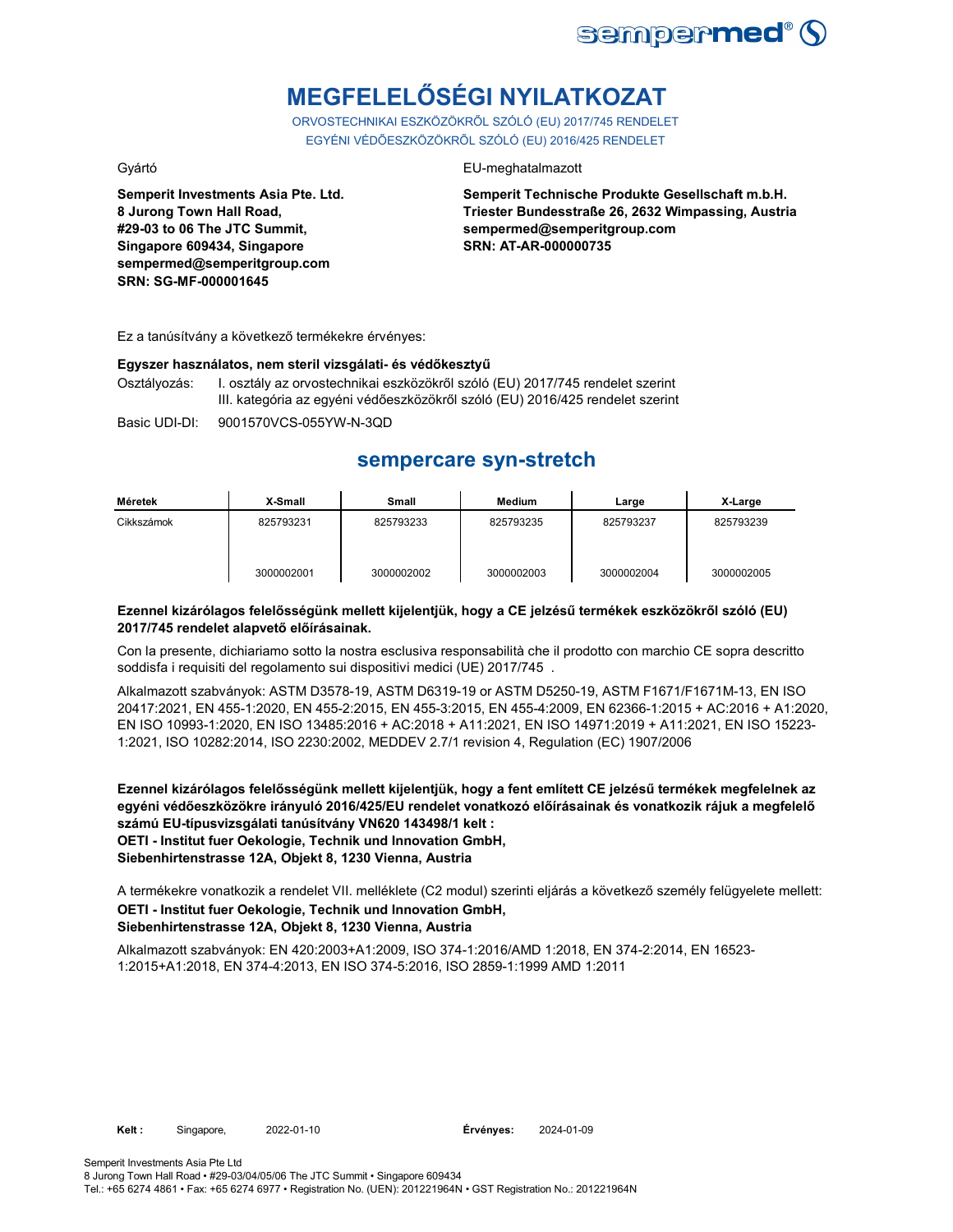# MEGFELELŐSÉGI NYILATKOZAT

ORVOSTECHNIKAI ESZKÖZÖKRŐL SZÓLÓ (EU) 2017/745 RENDELET
EGYÉNI VÉDŐESZKÖZÖKRŐL SZÓLÓ (EU) 2016/425 RENDELET

Gyártó

**Semperit Investments Asia Pte. Ltd.**
**8 Jurong Town Hall Road,**
**#29-03 to 06 The JTC Summit,**
**Singapore 609434, Singapore**
**sempermed@semperitgroup.com**
**SRN: SG-MF-000001645**

EU-meghatalmazott

**Semperit Technische Produkte Gesellschaft m.b.H.**
**Triester Bundesstraße 26, 2632 Wimpassing, Austria**
**sempermed@semperitgroup.com**
**SRN: AT-AR-000000735**

Ez a tanúsítvány a következő termékekre érvényes:

**Egyszer használatos, nem steril vizsgálati- és védőkesztyű**

Osztályozás: I. osztály az orvostechnikai eszközökről szóló (EU) 2017/745 rendelet szerint
III. kategória az egyéni védőeszközökről szóló (EU) 2016/425 rendelet szerint

Basic UDI-DI: 9001570VCS-055YW-N-3QD

## sempercare syn-stretch

| Méretek | X-Small | Small | Medium | Large | X-Large |
|---|---|---|---|---|---|
| Cikkszámok | 825793231 | 825793233 | 825793235 | 825793237 | 825793239 |
| | 3000002001 | 3000002002 | 3000002003 | 3000002004 | 3000002005 |

**Ezennel kizárólagos felelősségünk mellett kijelentjük, hogy a CE jelzésű termékek eszközökről szóló (EU) 2017/745 rendelet alapvető előírásainak.**

Con la presente, dichiariamo sotto la nostra esclusiva responsabilità che il prodotto con marchio CE sopra descritto soddisfa i requisiti del regolamento sui dispositivi medici (UE) 2017/745 .

Alkalmazott szabványok: ASTM D3578-19, ASTM D6319-19 or ASTM D5250-19, ASTM F1671/F1671M-13, EN ISO 20417:2021, EN 455-1:2020, EN 455-2:2015, EN 455-3:2015, EN 455-4:2009, EN 62366-1:2015 + AC:2016 + A1:2020, EN ISO 10993-1:2020, EN ISO 13485:2016 + AC:2018 + A11:2021, EN ISO 14971:2019 + A11:2021, EN ISO 15223-1:2021, ISO 10282:2014, ISO 2230:2002, MEDDEV 2.7/1 revision 4, Regulation (EC) 1907/2006

**Ezennel kizárólagos felelősségünk mellett kijelentjük, hogy a fent említett CE jelzésű termékek megfelelnek az egyéni védőeszközökre irányuló 2016/425/EU rendelet vonatkozó előírásainak és vonatkozik rájuk a megfelelő számú EU-típusvizsgálati tanúsítvány VN620 143498/1 kelt :**
**OETI - Institut fuer Oekologie, Technik und Innovation GmbH,**
**Siebenhirtenstrasse 12A, Objekt 8, 1230 Vienna, Austria**

A termékekre vonatkozik a rendelet VII. melléklete (C2 modul) szerinti eljárás a következő személy felügyelete mellett:
**OETI - Institut fuer Oekologie, Technik und Innovation GmbH,**
**Siebenhirtenstrasse 12A, Objekt 8, 1230 Vienna, Austria**

Alkalmazott szabványok: EN 420:2003+A1:2009, ISO 374-1:2016/AMD 1:2018, EN 374-2:2014, EN 16523-1:2015+A1:2018, EN 374-4:2013, EN ISO 374-5:2016, ISO 2859-1:1999 AMD 1:2011

**Kelt :** Singapore, 2022-01-10 **Érvényes:** 2024-01-09

Semperit Investments Asia Pte Ltd
8 Jurong Town Hall Road • #29-03/04/05/06 The JTC Summit • Singapore 609434
Tel.: +65 6274 4861 • Fax: +65 6274 6977 • Registration No. (UEN): 201221964N • GST Registration No.: 201221964N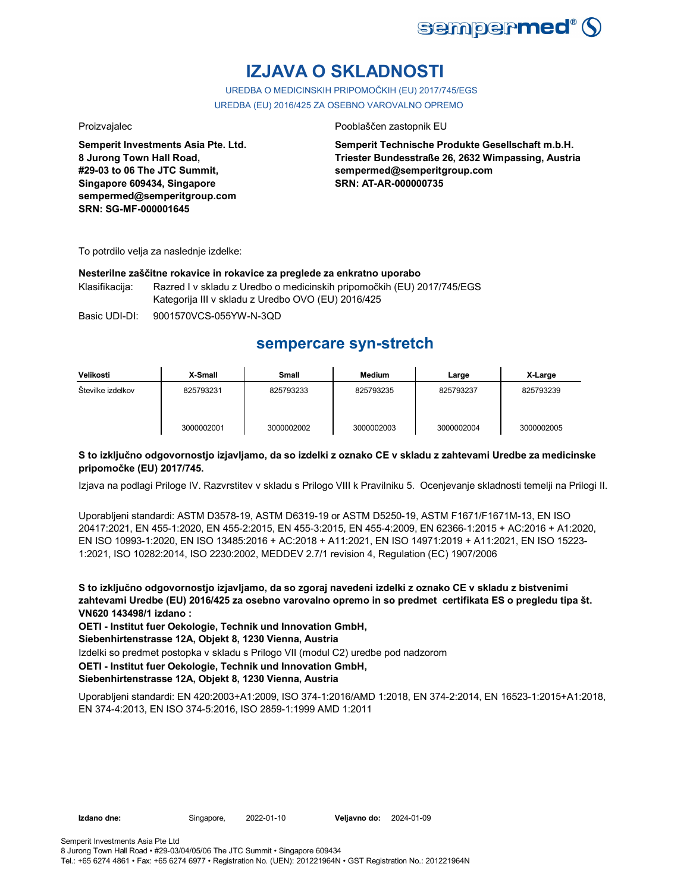# IZJAVA O SKLADNOSTI

UREDBA O MEDICINSKIH PRIPOMOČKIH (EU) 2017/745/EGS

UREDBA (EU) 2016/425 ZA OSEBNO VAROVALNO OPREMO

Proizvajalec

**Semperit Investments Asia Pte. Ltd.**
**8 Jurong Town Hall Road,**
**#29-03 to 06 The JTC Summit,**
**Singapore 609434, Singapore**
**sempermed@semperitgroup.com**
**SRN: SG-MF-000001645**

Pooblaščen zastopnik EU

**Semperit Technische Produkte Gesellschaft m.b.H.**
**Triester Bundesstraße 26, 2632 Wimpassing, Austria**
**sempermed@semperitgroup.com**
**SRN: AT-AR-000000735**

To potrdilo velja za naslednje izdelke:

**Nesterilne zaščitne rokavice in rokavice za preglede za enkratno uporabo**

Klasifikacija: Razred I v skladu z Uredbo o medicinskih pripomočkih (EU) 2017/745/EGS
Kategorija III v skladu z Uredbo OVO (EU) 2016/425

Basic UDI-DI: 9001570VCS-055YW-N-3QD

## sempercare syn-stretch

| Velikosti | X-Small | Small | Medium | Large | X-Large |
|---|---|---|---|---|---|
| Številke izdelkov | 825793231<br><br>3000002001 | 825793233<br><br>3000002002 | 825793235<br><br>3000002003 | 825793237<br><br>3000002004 | 825793239<br><br>3000002005 |

**S to izključno odgovornostjo izjavljamo, da so izdelki z oznako CE v skladu z zahtevami Uredbe za medicinske pripomočke (EU) 2017/745.**

Izjava na podlagi Priloge IV. Razvrstitev v skladu s Prilogo VIII k Pravilniku 5. Ocenjevanje skladnosti temelji na Prilogi II.

Uporabljeni standardi: ASTM D3578-19, ASTM D6319-19 or ASTM D5250-19, ASTM F1671/F1671M-13, EN ISO 20417:2021, EN 455-1:2020, EN 455-2:2015, EN 455-3:2015, EN 455-4:2009, EN 62366-1:2015 + AC:2016 + A1:2020, EN ISO 10993-1:2020, EN ISO 13485:2016 + AC:2018 + A11:2021, EN ISO 14971:2019 + A11:2021, EN ISO 15223-1:2021, ISO 10282:2014, ISO 2230:2002, MEDDEV 2.7/1 revision 4, Regulation (EC) 1907/2006

**S to izključno odgovornostjo izjavljamo, da so zgoraj navedeni izdelki z oznako CE v skladu z bistvenimi zahtevami Uredbe (EU) 2016/425 za osebno varovalno opremo in so predmet certifikata ES o pregledu tipa št. VN620 143498/1 izdano :**

**OETI - Institut fuer Oekologie, Technik und Innovation GmbH,**
**Siebenhirtenstrasse 12A, Objekt 8, 1230 Vienna, Austria**

Izdelki so predmet postopka v skladu s Prilogo VII (modul C2) uredbe pod nadzorom

**OETI - Institut fuer Oekologie, Technik und Innovation GmbH,**
**Siebenhirtenstrasse 12A, Objekt 8, 1230 Vienna, Austria**

Uporabljeni standardi: EN 420:2003+A1:2009, ISO 374-1:2016/AMD 1:2018, EN 374-2:2014, EN 16523-1:2015+A1:2018, EN 374-4:2013, EN ISO 374-5:2016, ISO 2859-1:1999 AMD 1:2011

**Izdano dne:** Singapore, 2022-01-10 **Veljavno do:** 2024-01-09

Semperit Investments Asia Pte Ltd
8 Jurong Town Hall Road • #29-03/04/05/06 The JTC Summit • Singapore 609434
Tel.: +65 6274 4861 • Fax: +65 6274 6977 • Registration No. (UEN): 201221964N • GST Registration No.: 201221964N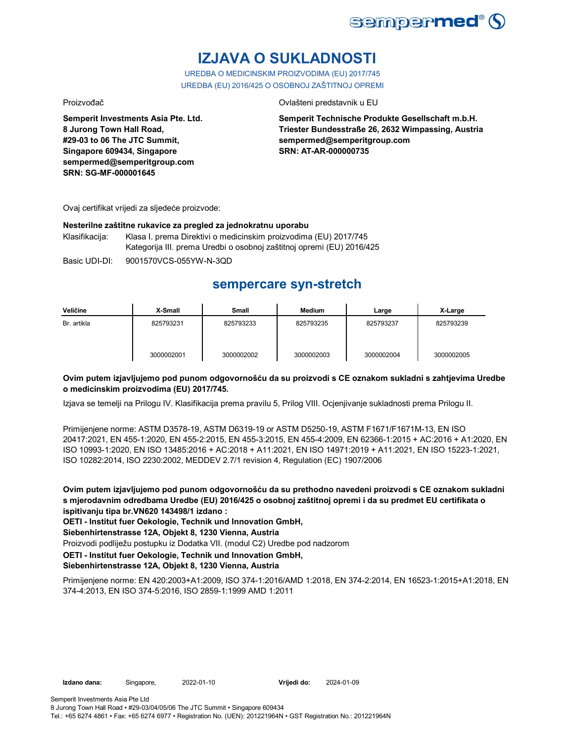# IZJAVA O SUKLADNOSTI

UREDBA O MEDICINSKIM PROIZVODIMA (EU) 2017/745

UREDBA (EU) 2016/425 O OSOBNOJ ZAŠTITNOJ OPREMI

Proizvođač

**Semperit Investments Asia Pte. Ltd.**
**8 Jurong Town Hall Road,**
**#29-03 to 06 The JTC Summit,**
**Singapore 609434, Singapore**
**sempermed@semperitgroup.com**
**SRN: SG-MF-000001645**

Ovlašteni predstavnik u EU

**Semperit Technische Produkte Gesellschaft m.b.H.**
**Triester Bundesstraße 26, 2632 Wimpassing, Austria**
**sempermed@semperitgroup.com**
**SRN: AT-AR-000000735**

Ovaj certifikat vrijedi za sljedeće proizvode:

**Nesterilne zaštitne rukavice za pregled za jednokratnu uporabu**

Klasifikacija: Klasa I. prema Direktivi o medicinskim proizvodima (EU) 2017/745
Kategorija III. prema Uredbi o osobnoj zaštitnoj opremi (EU) 2016/425

Basic UDI-DI: 9001570VCS-055YW-N-3QD

## sempercare syn-stretch

| Veličine | X-Small | Small | Medium | Large | X-Large |
|---|---|---|---|---|---|
| Br. artikla | 825793231 | 825793233 | 825793235 | 825793237 | 825793239 |
| | 3000002001 | 3000002002 | 3000002003 | 3000002004 | 3000002005 |

**Ovim putem izjavljujemo pod punom odgovornošću da su proizvodi s CE oznakom sukladni s zahtjevima Uredbe o medicinskim proizvodima (EU) 2017/745.**

Izjava se temelji na Prilogu IV. Klasifikacija prema pravilu 5, Prilog VIII. Ocjenjivanje sukladnosti prema Prilogu II.

Primijenjene norme: ASTM D3578-19, ASTM D6319-19 or ASTM D5250-19, ASTM F1671/F1671M-13, EN ISO 20417:2021, EN 455-1:2020, EN 455-2:2015, EN 455-3:2015, EN 455-4:2009, EN 62366-1:2015 + AC:2016 + A1:2020, EN ISO 10993-1:2020, EN ISO 13485:2016 + AC:2018 + A11:2021, EN ISO 14971:2019 + A11:2021, EN ISO 15223-1:2021, ISO 10282:2014, ISO 2230:2002, MEDDEV 2.7/1 revision 4, Regulation (EC) 1907/2006

**Ovim putem izjavljujemo pod punom odgovornošću da su prethodno navedeni proizvodi s CE oznakom sukladni s mjerodavnim odredbama Uredbe (EU) 2016/425 o osobnoj zaštitnoj opremi i da su predmet EU certifikata o ispitivanju tipa br.VN620 143498/1 izdano :**

**OETI - Institut fuer Oekologie, Technik und Innovation GmbH,**
**Siebenhirtenstrasse 12A, Objekt 8, 1230 Vienna, Austria**

Proizvodi podliježu postupku iz Dodatka VII. (modul C2) Uredbe pod nadzorom

**OETI - Institut fuer Oekologie, Technik und Innovation GmbH,**
**Siebenhirtenstrasse 12A, Objekt 8, 1230 Vienna, Austria**

Primijenjene norme: EN 420:2003+A1:2009, ISO 374-1:2016/AMD 1:2018, EN 374-2:2014, EN 16523-1:2015+A1:2018, EN 374-4:2013, EN ISO 374-5:2016, ISO 2859-1:1999 AMD 1:2011

**Izdano dana:** Singapore, 2022-01-10 **Vrijedi do:** 2024-01-09

Semperit Investments Asia Pte Ltd
8 Jurong Town Hall Road • #29-03/04/05/06 The JTC Summit • Singapore 609434
Tel.: +65 6274 4861 • Fax: +65 6274 6977 • Registration No. (UEN): 201221964N • GST Registration No.: 201221964N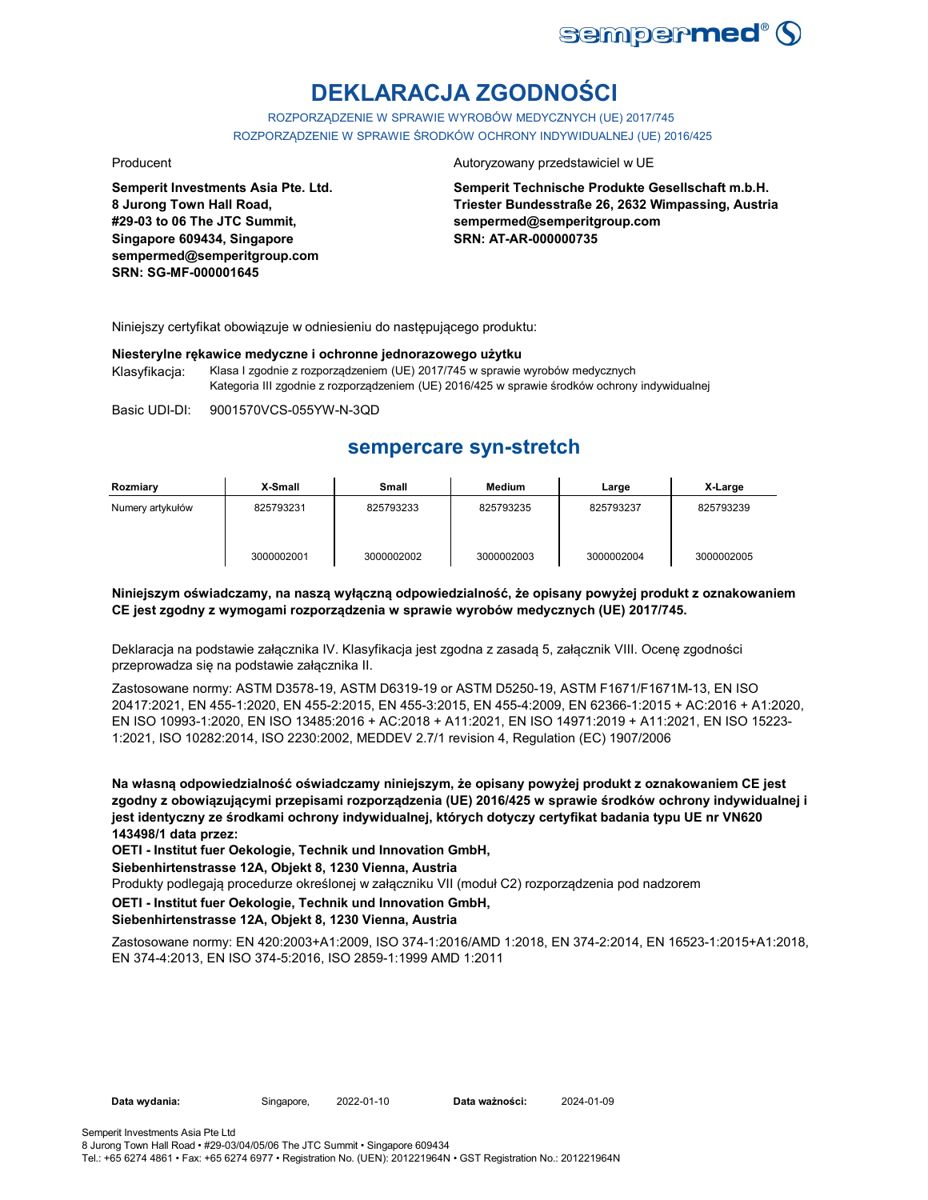# DEKLARACJA ZGODNOŚCI

ROZPORZĄDZENIE W SPRAWIE WYROBÓW MEDYCZNYCH (UE) 2017/745
ROZPORZĄDZENIE W SPRAWIE ŚRODKÓW OCHRONY INDYWIDUALNEJ (UE) 2016/425

Producent

**Semperit Investments Asia Pte. Ltd.**
**8 Jurong Town Hall Road,**
**#29-03 to 06 The JTC Summit,**
**Singapore 609434, Singapore**
**sempermed@semperitgroup.com**
**SRN: SG-MF-000001645**

Autoryzowany przedstawiciel w UE

**Semperit Technische Produkte Gesellschaft m.b.H.**
**Triester Bundesstraße 26, 2632 Wimpassing, Austria**
**sempermed@semperitgroup.com**
**SRN: AT-AR-000000735**

Niniejszy certyfikat obowiązuje w odniesieniu do następującego produktu:

**Niesterylne rękawice medyczne i ochronne jednorazowego użytku**

Klasyfikacja: Klasa I zgodnie z rozporządzeniem (UE) 2017/745 w sprawie wyrobów medycznych
Kategoria III zgodnie z rozporządzeniem (UE) 2016/425 w sprawie środków ochrony indywidualnej

Basic UDI-DI: 9001570VCS-055YW-N-3QD

## sempercare syn-stretch

| Rozmiary | X-Small | Small | Medium | Large | X-Large |
|---|---|---|---|---|---|
| Numery artykułów | 825793231<br><br>3000002001 | 825793233<br><br>3000002002 | 825793235<br><br>3000002003 | 825793237<br><br>3000002004 | 825793239<br><br>3000002005 |

**Niniejszym oświadczamy, na naszą wyłączną odpowiedzialność, że opisany powyżej produkt z oznakowaniem CE jest zgodny z wymogami rozporządzenia w sprawie wyrobów medycznych (UE) 2017/745.**

Deklaracja na podstawie załącznika IV. Klasyfikacja jest zgodna z zasadą 5, załącznik VIII. Ocenę zgodności przeprowadza się na podstawie załącznika II.

Zastosowane normy: ASTM D3578-19, ASTM D6319-19 or ASTM D5250-19, ASTM F1671/F1671M-13, EN ISO 20417:2021, EN 455-1:2020, EN 455-2:2015, EN 455-3:2015, EN 455-4:2009, EN 62366-1:2015 + AC:2016 + A1:2020, EN ISO 10993-1:2020, EN ISO 13485:2016 + AC:2018 + A11:2021, EN ISO 14971:2019 + A11:2021, EN ISO 15223-1:2021, ISO 10282:2014, ISO 2230:2002, MEDDEV 2.7/1 revision 4, Regulation (EC) 1907/2006

**Na własną odpowiedzialność oświadczamy niniejszym, że opisany powyżej produkt z oznakowaniem CE jest zgodny z obowiązującymi przepisami rozporządzenia (UE) 2016/425 w sprawie środków ochrony indywidualnej i jest identyczny ze środkami ochrony indywidualnej, których dotyczy certyfikat badania typu UE nr VN620 143498/1 data przez:**
**OETI - Institut fuer Oekologie, Technik und Innovation GmbH,**
**Siebenhirtenstrasse 12A, Objekt 8, 1230 Vienna, Austria**
Produkty podlegają procedurze określonej w załączniku VII (moduł C2) rozporządzenia pod nadzorem
**OETI - Institut fuer Oekologie, Technik und Innovation GmbH,**
**Siebenhirtenstrasse 12A, Objekt 8, 1230 Vienna, Austria**

Zastosowane normy: EN 420:2003+A1:2009, ISO 374-1:2016/AMD 1:2018, EN 374-2:2014, EN 16523-1:2015+A1:2018, EN 374-4:2013, EN ISO 374-5:2016, ISO 2859-1:1999 AMD 1:2011

**Data wydania:** Singapore, 2022-01-10 **Data ważności:** 2024-01-09

Semperit Investments Asia Pte Ltd
8 Jurong Town Hall Road • #29-03/04/05/06 The JTC Summit • Singapore 609434
Tel.: +65 6274 4861 • Fax: +65 6274 6977 • Registration No. (UEN): 201221964N • GST Registration No.: 201221964N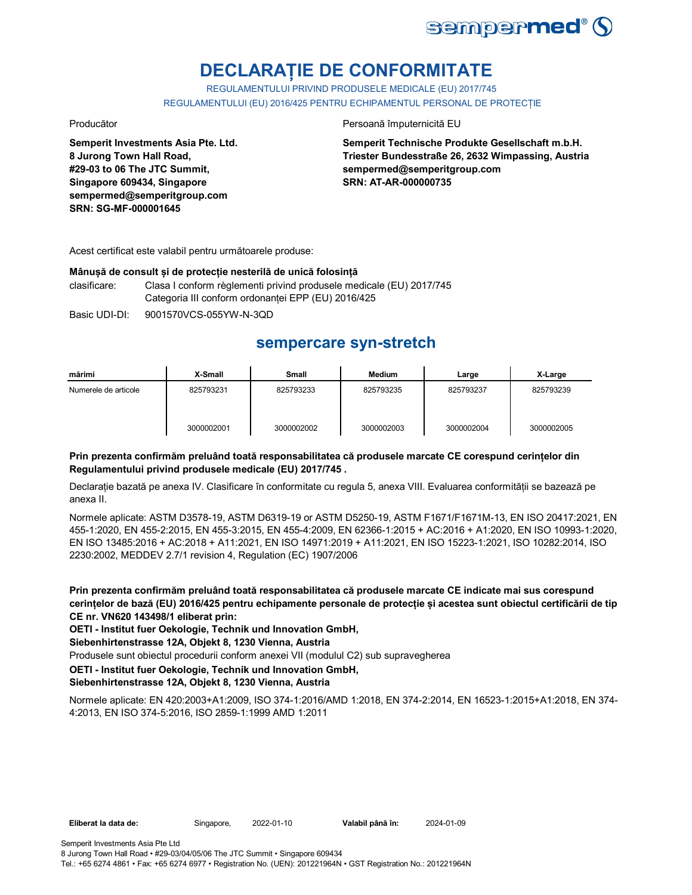# DECLARAȚIE DE CONFORMITATE

REGULAMENTULUI PRIVIND PRODUSELE MEDICALE (EU) 2017/745

REGULAMENTULUI (EU) 2016/425 PENTRU ECHIPAMENTUL PERSONAL DE PROTECȚIE

Producător

**Semperit Investments Asia Pte. Ltd.**
**8 Jurong Town Hall Road,**
**#29-03 to 06 The JTC Summit,**
**Singapore 609434, Singapore**
**sempermed@semperitgroup.com**
**SRN: SG-MF-000001645**

Persoană împuternicită EU

**Semperit Technische Produkte Gesellschaft m.b.H.**
**Triester Bundesstraße 26, 2632 Wimpassing, Austria**
**sempermed@semperitgroup.com**
**SRN: AT-AR-000000735**

Acest certificat este valabil pentru următoarele produse:

**Mânușă de consult și de protecție nesterilă de unică folosință**

clasificare: Clasa I conform règlementi privind produsele medicale (EU) 2017/745
Categoria III conform ordonanței EPP (EU) 2016/425

Basic UDI-DI: 9001570VCS-055YW-N-3QD

## sempercare syn-stretch

| mărimi | X-Small | Small | Medium | Large | X-Large |
|---|---|---|---|---|---|
| Numerele de articole | 825793231<br><br>3000002001 | 825793233<br><br>3000002002 | 825793235<br><br>3000002003 | 825793237<br><br>3000002004 | 825793239<br><br>3000002005 |

**Prin prezenta confirmăm preluând toată responsabilitatea că produsele marcate CE corespund cerințelor din Regulamentului privind produsele medicale (EU) 2017/745 .**

Declarație bazată pe anexa IV. Clasificare în conformitate cu regula 5, anexa VIII. Evaluarea conformității se bazează pe anexa II.

Normele aplicate: ASTM D3578-19, ASTM D6319-19 or ASTM D5250-19, ASTM F1671/F1671M-13, EN ISO 20417:2021, EN 455-1:2020, EN 455-2:2015, EN 455-3:2015, EN 455-4:2009, EN 62366-1:2015 + AC:2016 + A1:2020, EN ISO 10993-1:2020, EN ISO 13485:2016 + AC:2018 + A11:2021, EN ISO 14971:2019 + A11:2021, EN ISO 15223-1:2021, ISO 10282:2014, ISO 2230:2002, MEDDEV 2.7/1 revision 4, Regulation (EC) 1907/2006

**Prin prezenta confirmăm preluând toată responsabilitatea că produsele marcate CE indicate mai sus corespund cerințelor de bază (EU) 2016/425 pentru echipamente personale de protecție și acestea sunt obiectul certificării de tip CE nr. VN620 143498/1 eliberat prin:**

**OETI - Institut fuer Oekologie, Technik und Innovation GmbH,**
**Siebenhirtenstrasse 12A, Objekt 8, 1230 Vienna, Austria**

Produsele sunt obiectul procedurii conform anexei VII (modulul C2) sub supravegherea

**OETI - Institut fuer Oekologie, Technik und Innovation GmbH,**
**Siebenhirtenstrasse 12A, Objekt 8, 1230 Vienna, Austria**

Normele aplicate: EN 420:2003+A1:2009, ISO 374-1:2016/AMD 1:2018, EN 374-2:2014, EN 16523-1:2015+A1:2018, EN 374-4:2013, EN ISO 374-5:2016, ISO 2859-1:1999 AMD 1:2011

**Eliberat la data de:** Singapore, 2022-01-10 **Valabil până în:** 2024-01-09

Semperit Investments Asia Pte Ltd
8 Jurong Town Hall Road • #29-03/04/05/06 The JTC Summit • Singapore 609434
Tel.: +65 6274 4861 • Fax: +65 6274 6977 • Registration No. (UEN): 201221964N • GST Registration No.: 201221964N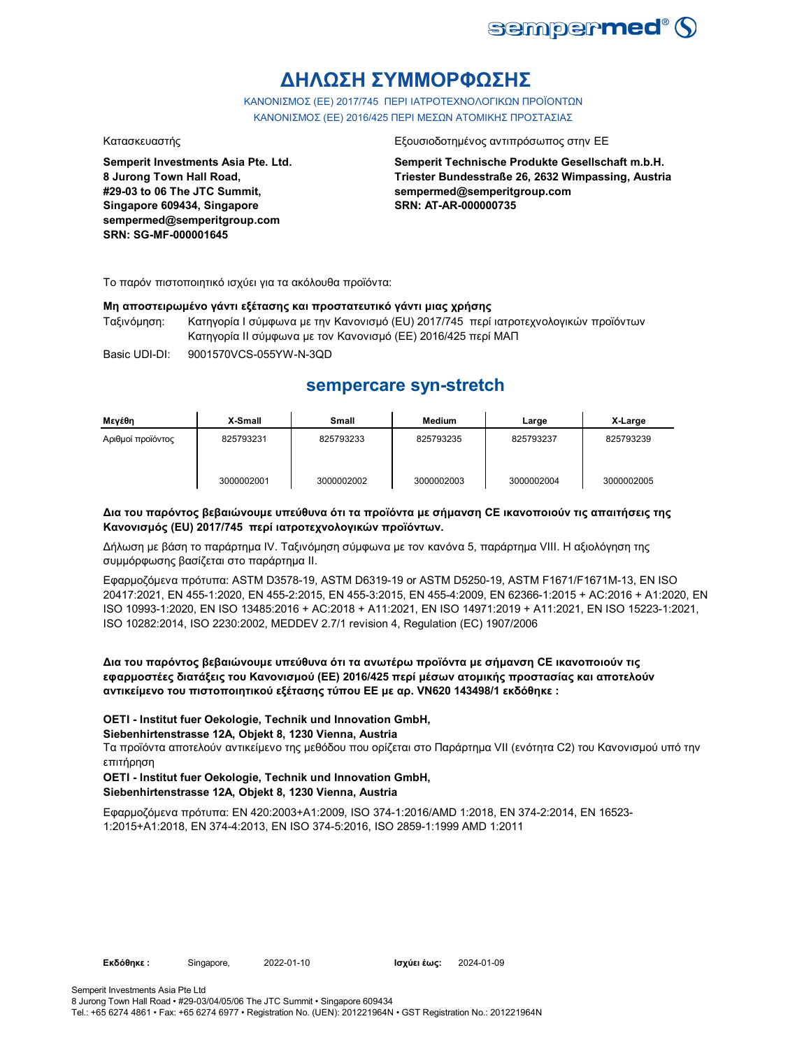# ΔΗΛΩΣΗ ΣΥΜΜΟΡΦΩΣΗΣ

ΚΑΝΟΝΙΣΜΟΣ (ΕΕ) 2017/745 ΠΕΡΙ ΙΑΤΡΟΤΕΧΝΟΛΟΓΙΚΩΝ ΠΡΟΪΟΝΤΩΝ
ΚΑΝΟΝΙΣΜΟΣ (ΕΕ) 2016/425 ΠΕΡΙ ΜΕΣΩΝ ΑΤΟΜΙΚΗΣ ΠΡΟΣΤΑΣΙΑΣ

Κατασκευαστής

**Semperit Investments Asia Pte. Ltd.**
**8 Jurong Town Hall Road,**
**#29-03 to 06 The JTC Summit,**
**Singapore 609434, Singapore**
**sempermed@semperitgroup.com**
**SRN: SG-MF-000001645**

Εξουσιοδοτημένος αντιπρόσωπος στην ΕΕ

**Semperit Technische Produkte Gesellschaft m.b.H.**
**Triester Bundesstraße 26, 2632 Wimpassing, Austria**
**sempermed@semperitgroup.com**
**SRN: AT-AR-000000735**

Το παρόν πιστοποιητικό ισχύει για τα ακόλουθα προϊόντα:

**Μη αποστειρωμένο γάντι εξέτασης και προστατευτικό γάντι μιας χρήσης**

Ταξινόμηση: Κατηγορία I σύμφωνα με την Κανονισμό (EU) 2017/745 περί ιατροτεχνολογικών προϊόντων
Κατηγορία II σύμφωνα με τον Κανονισμό (ΕΕ) 2016/425 περί ΜΑΠ

Basic UDI-DI: 9001570VCS-055YW-N-3QD

## sempercare syn-stretch

| Μεγέθη | X-Small | Small | Medium | Large | X-Large |
|---|---|---|---|---|---|
| Αριθμοί προϊόντος | 825793231 | 825793233 | 825793235 | 825793237 | 825793239 |
| | 3000002001 | 3000002002 | 3000002003 | 3000002004 | 3000002005 |

**Δια του παρόντος βεβαιώνουμε υπεύθυνα ότι τα προϊόντα με σήμανση CE ικανοποιούν τις απαιτήσεις της Κανονισμός (EU) 2017/745 περί ιατροτεχνολογικών προϊόντων.**

Δήλωση με βάση το παράρτημα IV. Ταξινόμηση σύμφωνα με τον κανόνα 5, παράρτημα VIII. Η αξιολόγηση της συμμόρφωσης βασίζεται στο παράρτημα II.

Εφαρμοζόμενα πρότυπα: ASTM D3578-19, ASTM D6319-19 or ASTM D5250-19, ASTM F1671/F1671M-13, EN ISO 20417:2021, EN 455-1:2020, EN 455-2:2015, EN 455-3:2015, EN 455-4:2009, EN 62366-1:2015 + AC:2016 + A1:2020, EN ISO 10993-1:2020, EN ISO 13485:2016 + AC:2018 + A11:2021, EN ISO 14971:2019 + A11:2021, EN ISO 15223-1:2021, ISO 10282:2014, ISO 2230:2002, MEDDEV 2.7/1 revision 4, Regulation (EC) 1907/2006

**Δια του παρόντος βεβαιώνουμε υπεύθυνα ότι τα ανωτέρω προϊόντα με σήμανση CE ικανοποιούν τις εφαρμοστέες διατάξεις του Κανονισμού (ΕΕ) 2016/425 περί μέσων ατομικής προστασίας και αποτελούν αντικείμενο του πιστοποιητικού εξέτασης τύπου ΕΕ με αρ. VN620 143498/1 εκδόθηκε :**

**OETI - Institut fuer Oekologie, Technik und Innovation GmbH,**
**Siebenhirtenstrasse 12A, Objekt 8, 1230 Vienna, Austria**
Τα προϊόντα αποτελούν αντικείμενο της μεθόδου που ορίζεται στο Παράρτημα VII (ενότητα C2) του Κανονισμού υπό την επιτήρηση
**OETI - Institut fuer Oekologie, Technik und Innovation GmbH,**
**Siebenhirtenstrasse 12A, Objekt 8, 1230 Vienna, Austria**

Εφαρμοζόμενα πρότυπα: EN 420:2003+A1:2009, ISO 374-1:2016/AMD 1:2018, EN 374-2:2014, EN 16523-1:2015+A1:2018, EN 374-4:2013, EN ISO 374-5:2016, ISO 2859-1:1999 AMD 1:2011

**Εκδόθηκε :** Singapore, 2022-01-10 **Ισχύει έως:** 2024-01-09

Semperit Investments Asia Pte Ltd
8 Jurong Town Hall Road • #29-03/04/05/06 The JTC Summit • Singapore 609434
Tel.: +65 6274 4861 • Fax: +65 6274 6977 • Registration No. (UEN): 201221964N • GST Registration No.: 201221964N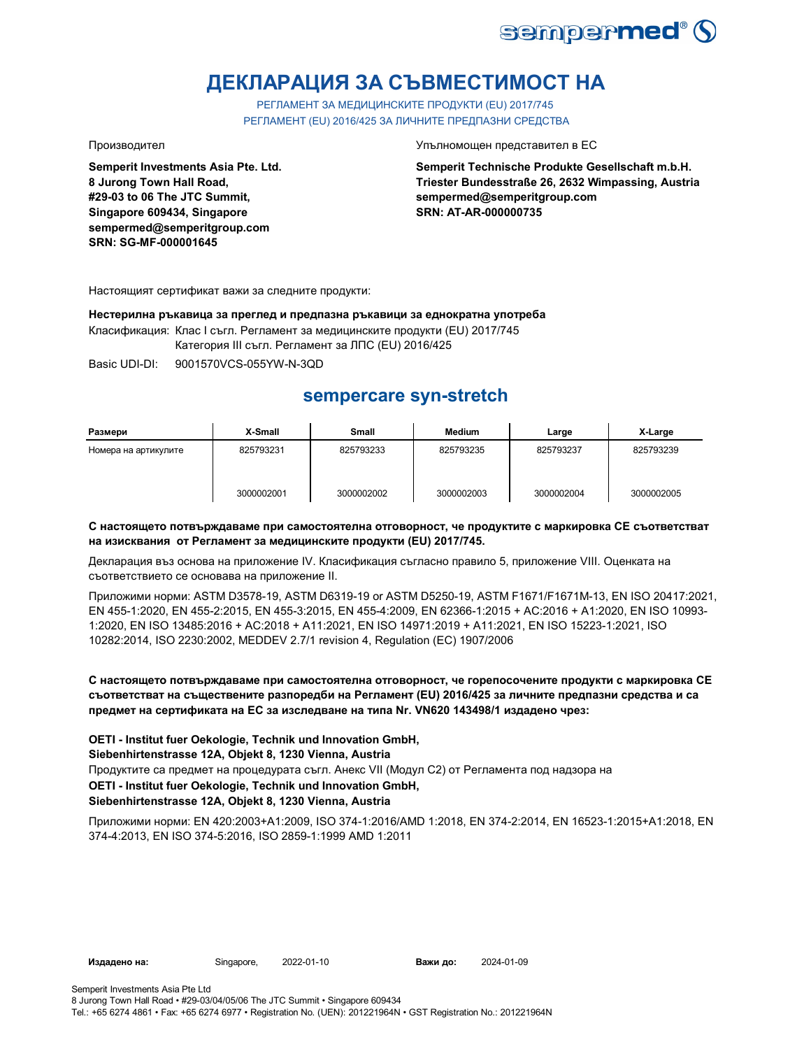# ДЕКЛАРАЦИЯ ЗА СЪВМЕСТИМОСТ НА

РЕГЛАМЕНТ ЗА МЕДИЦИНСКИТЕ ПРОДУКТИ (EU) 2017/745
РЕГЛАМЕНТ (EU) 2016/425 ЗА ЛИЧНИТЕ ПРЕДПАЗНИ СРЕДСТВА

Производител

**Semperit Investments Asia Pte. Ltd.**
**8 Jurong Town Hall Road,**
**#29-03 to 06 The JTC Summit,**
**Singapore 609434, Singapore**
**sempermed@semperitgroup.com**
**SRN: SG-MF-000001645**

Упълномощен представител в ЕС

**Semperit Technische Produkte Gesellschaft m.b.H.**
**Triester Bundesstraße 26, 2632 Wimpassing, Austria**
**sempermed@semperitgroup.com**
**SRN: AT-AR-000000735**

Настоящият сертификат важи за следните продукти:

**Нестерилна ръкавица за преглед и предпазна ръкавици за еднократна употреба**

Класификация: Клас I съгл. Регламент за медицинските продукти (EU) 2017/745
Категория III съгл. Регламент за ЛПС (EU) 2016/425

Basic UDI-DI: 9001570VCS-055YW-N-3QD

## sempercare syn-stretch

| Размери | X-Small | Small | Medium | Large | X-Large |
|---|---|---|---|---|---|
| Номера на артикулите | 825793231 | 825793233 | 825793235 | 825793237 | 825793239 |
| | 3000002001 | 3000002002 | 3000002003 | 3000002004 | 3000002005 |

**С настоящето потвърждаваме при самостоятелна отговорност, че продуктите с маркировка СЕ съответстват на изисквания от Регламент за медицинските продукти (EU) 2017/745.**

Декларация въз основа на приложение IV. Класификация съгласно правило 5, приложение VIII. Оценката на съответствието се основава на приложение II.

Приложими норми: ASTM D3578-19, ASTM D6319-19 or ASTM D5250-19, ASTM F1671/F1671M-13, EN ISO 20417:2021, EN 455-1:2020, EN 455-2:2015, EN 455-3:2015, EN 455-4:2009, EN 62366-1:2015 + AC:2016 + A1:2020, EN ISO 10993-1:2020, EN ISO 13485:2016 + AC:2018 + A11:2021, EN ISO 14971:2019 + A11:2021, EN ISO 15223-1:2021, ISO 10282:2014, ISO 2230:2002, MEDDEV 2.7/1 revision 4, Regulation (EC) 1907/2006

**С настоящето потвърждаваме при самостоятелна отговорност, че горепосочените продукти с маркировка СЕ съответстват на съществените разпоредби на Регламент (EU) 2016/425 за личните предпазни средства и са предмет на сертификата на ЕС за изследване на типа Nr. VN620 143498/1 издадено чрез:**

**OETI - Institut fuer Oekologie, Technik und Innovation GmbH,**
**Siebenhirtenstrasse 12A, Objekt 8, 1230 Vienna, Austria**

Продуктите са предмет на процедурата съгл. Анекс VII (Модул С2) от Регламента под надзора на

**OETI - Institut fuer Oekologie, Technik und Innovation GmbH,**
**Siebenhirtenstrasse 12A, Objekt 8, 1230 Vienna, Austria**

Приложими норми: EN 420:2003+A1:2009, ISO 374-1:2016/AMD 1:2018, EN 374-2:2014, EN 16523-1:2015+A1:2018, EN 374-4:2013, EN ISO 374-5:2016, ISO 2859-1:1999 AMD 1:2011

**Издадено на:** Singapore, 2022-01-10 **Важи до:** 2024-01-09

Semperit Investments Asia Pte Ltd
8 Jurong Town Hall Road • #29-03/04/05/06 The JTC Summit • Singapore 609434
Tel.: +65 6274 4861 • Fax: +65 6274 6977 • Registration No. (UEN): 201221964N • GST Registration No.: 201221964N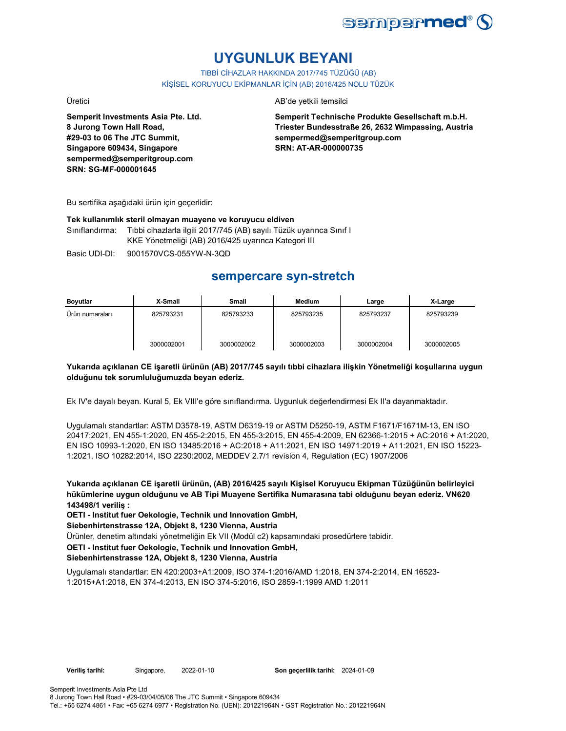# UYGUNLUK BEYANI

TIBBİ CİHAZLAR HAKKINDA 2017/745 TÜZÜĞÜ (AB)
KİŞİSEL KORUYUCU EKİPMANLAR İÇİN (AB) 2016/425 NOLU TÜZÜK

Üretici

**Semperit Investments Asia Pte. Ltd.**
**8 Jurong Town Hall Road,**
**#29-03 to 06 The JTC Summit,**
**Singapore 609434, Singapore**
**sempermed@semperitgroup.com**
**SRN: SG-MF-000001645**

AB'de yetkili temsilci

**Semperit Technische Produkte Gesellschaft m.b.H.**
**Triester Bundesstraße 26, 2632 Wimpassing, Austria**
**sempermed@semperitgroup.com**
**SRN: AT-AR-000000735**

Bu sertifika aşağıdaki ürün için geçerlidir:

**Tek kullanımlık steril olmayan muayene ve koruyucu eldiven**

Sınıflandırma: Tıbbi cihazlarla ilgili 2017/745 (AB) sayılı Tüzük uyarınca Sınıf I
KKE Yönetmeliği (AB) 2016/425 uyarınca Kategori III

Basic UDI-DI: 9001570VCS-055YW-N-3QD

## sempercare syn-stretch

| Boyutlar | X-Small | Small | Medium | Large | X-Large |
|---|---|---|---|---|---|
| Ürün numaraları | 825793231 | 825793233 | 825793235 | 825793237 | 825793239 |
| | 3000002001 | 3000002002 | 3000002003 | 3000002004 | 3000002005 |

**Yukarıda açıklanan CE işaretli ürünün (AB) 2017/745 sayılı tıbbi cihazlara ilişkin Yönetmeliği koşullarına uygun olduğunu tek sorumluluğumuzda beyan ederiz.**

Ek IV'e dayalı beyan. Kural 5, Ek VIII'e göre sınıflandırma. Uygunluk değerlendirmesi Ek II'a dayanmaktadır.

Uygulamalı standartlar: ASTM D3578-19, ASTM D6319-19 or ASTM D5250-19, ASTM F1671/F1671M-13, EN ISO 20417:2021, EN 455-1:2020, EN 455-2:2015, EN 455-3:2015, EN 455-4:2009, EN 62366-1:2015 + AC:2016 + A1:2020, EN ISO 10993-1:2020, EN ISO 13485:2016 + AC:2018 + A11:2021, EN ISO 14971:2019 + A11:2021, EN ISO 15223-1:2021, ISO 10282:2014, ISO 2230:2002, MEDDEV 2.7/1 revision 4, Regulation (EC) 1907/2006

**Yukarıda açıklanan CE işaretli ürünün, (AB) 2016/425 sayılı Kişisel Koruyucu Ekipman Tüzüğünün belirleyici hükümlerine uygun olduğunu ve AB Tipi Muayene Sertifika Numarasına tabi olduğunu beyan ederiz. VN620 143498/1 veriliş :**

**OETI - Institut fuer Oekologie, Technik und Innovation GmbH,**
**Siebenhirtenstrasse 12A, Objekt 8, 1230 Vienna, Austria**

Ürünler, denetim altındaki yönetmeliğin Ek VII (Modül c2) kapsamındaki prosedürlere tabidir.

**OETI - Institut fuer Oekologie, Technik und Innovation GmbH,**
**Siebenhirtenstrasse 12A, Objekt 8, 1230 Vienna, Austria**

Uygulamalı standartlar: EN 420:2003+A1:2009, ISO 374-1:2016/AMD 1:2018, EN 374-2:2014, EN 16523-1:2015+A1:2018, EN 374-4:2013, EN ISO 374-5:2016, ISO 2859-1:1999 AMD 1:2011

**Veriliş tarihi:** Singapore, 2022-01-10 **Son geçerlilik tarihi:** 2024-01-09

Semperit Investments Asia Pte Ltd
8 Jurong Town Hall Road • #29-03/04/05/06 The JTC Summit • Singapore 609434
Tel.: +65 6274 4861 • Fax: +65 6274 6977 • Registration No. (UEN): 201221964N • GST Registration No.: 201221964N